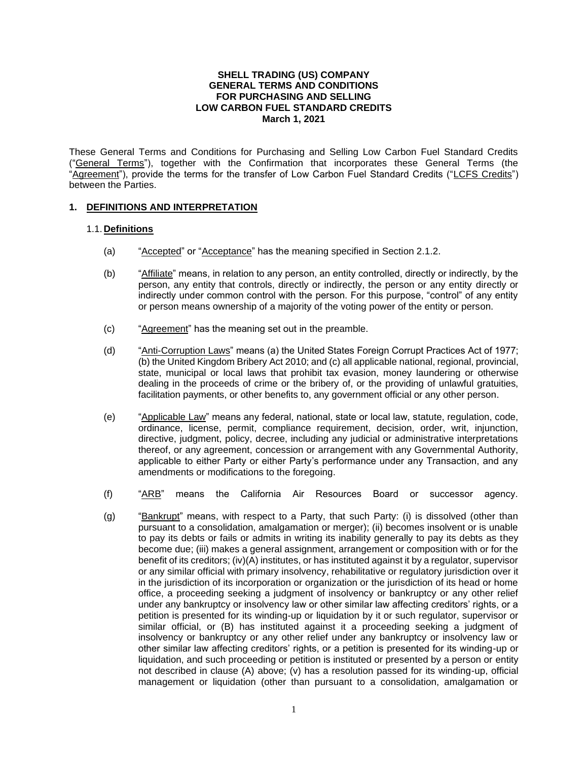**SHELL TRADING (US) COMPANY**
**GENERAL TERMS AND CONDITIONS**
**FOR PURCHASING AND SELLING**
**LOW CARBON FUEL STANDARD CREDITS**
**March 1, 2021**

These General Terms and Conditions for Purchasing and Selling Low Carbon Fuel Standard Credits ("General Terms"), together with the Confirmation that incorporates these General Terms (the "Agreement"), provide the terms for the transfer of Low Carbon Fuel Standard Credits ("LCFS Credits") between the Parties.

## 1. DEFINITIONS AND INTERPRETATION

### 1.1. Definitions

(a) "Accepted" or "Acceptance" has the meaning specified in Section 2.1.2.

(b) "Affiliate" means, in relation to any person, an entity controlled, directly or indirectly, by the person, any entity that controls, directly or indirectly, the person or any entity directly or indirectly under common control with the person. For this purpose, "control" of any entity or person means ownership of a majority of the voting power of the entity or person.

(c) "Agreement" has the meaning set out in the preamble.

(d) "Anti-Corruption Laws" means (a) the United States Foreign Corrupt Practices Act of 1977; (b) the United Kingdom Bribery Act 2010; and (c) all applicable national, regional, provincial, state, municipal or local laws that prohibit tax evasion, money laundering or otherwise dealing in the proceeds of crime or the bribery of, or the providing of unlawful gratuities, facilitation payments, or other benefits to, any government official or any other person.

(e) "Applicable Law" means any federal, national, state or local law, statute, regulation, code, ordinance, license, permit, compliance requirement, decision, order, writ, injunction, directive, judgment, policy, decree, including any judicial or administrative interpretations thereof, or any agreement, concession or arrangement with any Governmental Authority, applicable to either Party or either Party's performance under any Transaction, and any amendments or modifications to the foregoing.

(f) "ARB" means the California Air Resources Board or successor agency.

(g) "Bankrupt" means, with respect to a Party, that such Party: (i) is dissolved (other than pursuant to a consolidation, amalgamation or merger); (ii) becomes insolvent or is unable to pay its debts or fails or admits in writing its inability generally to pay its debts as they become due; (iii) makes a general assignment, arrangement or composition with or for the benefit of its creditors; (iv)(A) institutes, or has instituted against it by a regulator, supervisor or any similar official with primary insolvency, rehabilitative or regulatory jurisdiction over it in the jurisdiction of its incorporation or organization or the jurisdiction of its head or home office, a proceeding seeking a judgment of insolvency or bankruptcy or any other relief under any bankruptcy or insolvency law or other similar law affecting creditors' rights, or a petition is presented for its winding-up or liquidation by it or such regulator, supervisor or similar official, or (B) has instituted against it a proceeding seeking a judgment of insolvency or bankruptcy or any other relief under any bankruptcy or insolvency law or other similar law affecting creditors' rights, or a petition is presented for its winding-up or liquidation, and such proceeding or petition is instituted or presented by a person or entity not described in clause (A) above; (v) has a resolution passed for its winding-up, official management or liquidation (other than pursuant to a consolidation, amalgamation or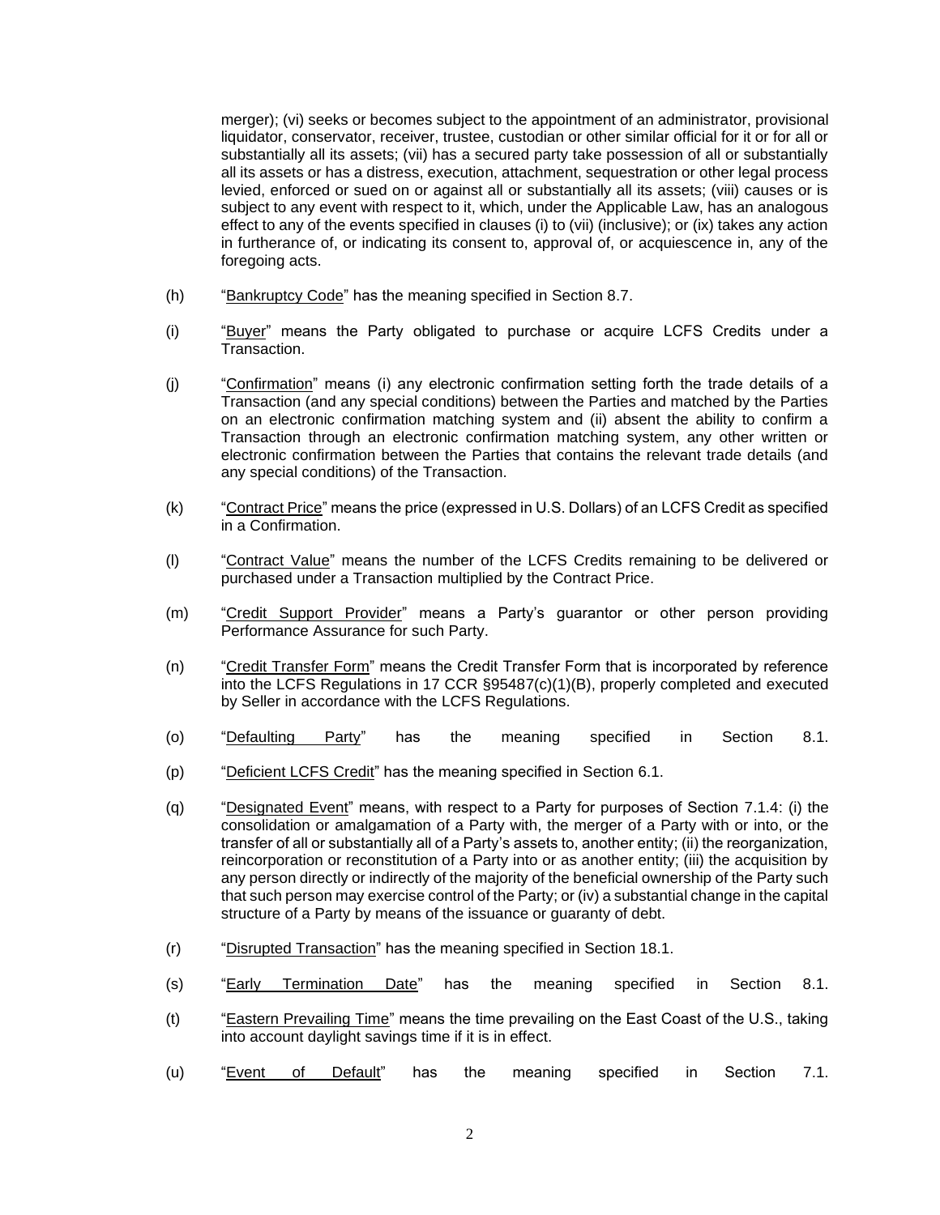merger); (vi) seeks or becomes subject to the appointment of an administrator, provisional liquidator, conservator, receiver, trustee, custodian or other similar official for it or for all or substantially all its assets; (vii) has a secured party take possession of all or substantially all its assets or has a distress, execution, attachment, sequestration or other legal process levied, enforced or sued on or against all or substantially all its assets; (viii) causes or is subject to any event with respect to it, which, under the Applicable Law, has an analogous effect to any of the events specified in clauses (i) to (vii) (inclusive); or (ix) takes any action in furtherance of, or indicating its consent to, approval of, or acquiescence in, any of the foregoing acts.

(h) "Bankruptcy Code" has the meaning specified in Section 8.7.

(i) "Buyer" means the Party obligated to purchase or acquire LCFS Credits under a Transaction.

(j) "Confirmation" means (i) any electronic confirmation setting forth the trade details of a Transaction (and any special conditions) between the Parties and matched by the Parties on an electronic confirmation matching system and (ii) absent the ability to confirm a Transaction through an electronic confirmation matching system, any other written or electronic confirmation between the Parties that contains the relevant trade details (and any special conditions) of the Transaction.

(k) "Contract Price" means the price (expressed in U.S. Dollars) of an LCFS Credit as specified in a Confirmation.

(l) "Contract Value" means the number of the LCFS Credits remaining to be delivered or purchased under a Transaction multiplied by the Contract Price.

(m) "Credit Support Provider" means a Party's guarantor or other person providing Performance Assurance for such Party.

(n) "Credit Transfer Form" means the Credit Transfer Form that is incorporated by reference into the LCFS Regulations in 17 CCR §95487(c)(1)(B), properly completed and executed by Seller in accordance with the LCFS Regulations.

(o) "Defaulting Party" has the meaning specified in Section 8.1.

(p) "Deficient LCFS Credit" has the meaning specified in Section 6.1.

(q) "Designated Event" means, with respect to a Party for purposes of Section 7.1.4: (i) the consolidation or amalgamation of a Party with, the merger of a Party with or into, or the transfer of all or substantially all of a Party's assets to, another entity; (ii) the reorganization, reincorporation or reconstitution of a Party into or as another entity; (iii) the acquisition by any person directly or indirectly of the majority of the beneficial ownership of the Party such that such person may exercise control of the Party; or (iv) a substantial change in the capital structure of a Party by means of the issuance or guaranty of debt.

(r) "Disrupted Transaction" has the meaning specified in Section 18.1.

(s) "Early Termination Date" has the meaning specified in Section 8.1.

(t) "Eastern Prevailing Time" means the time prevailing on the East Coast of the U.S., taking into account daylight savings time if it is in effect.

(u) "Event of Default" has the meaning specified in Section 7.1.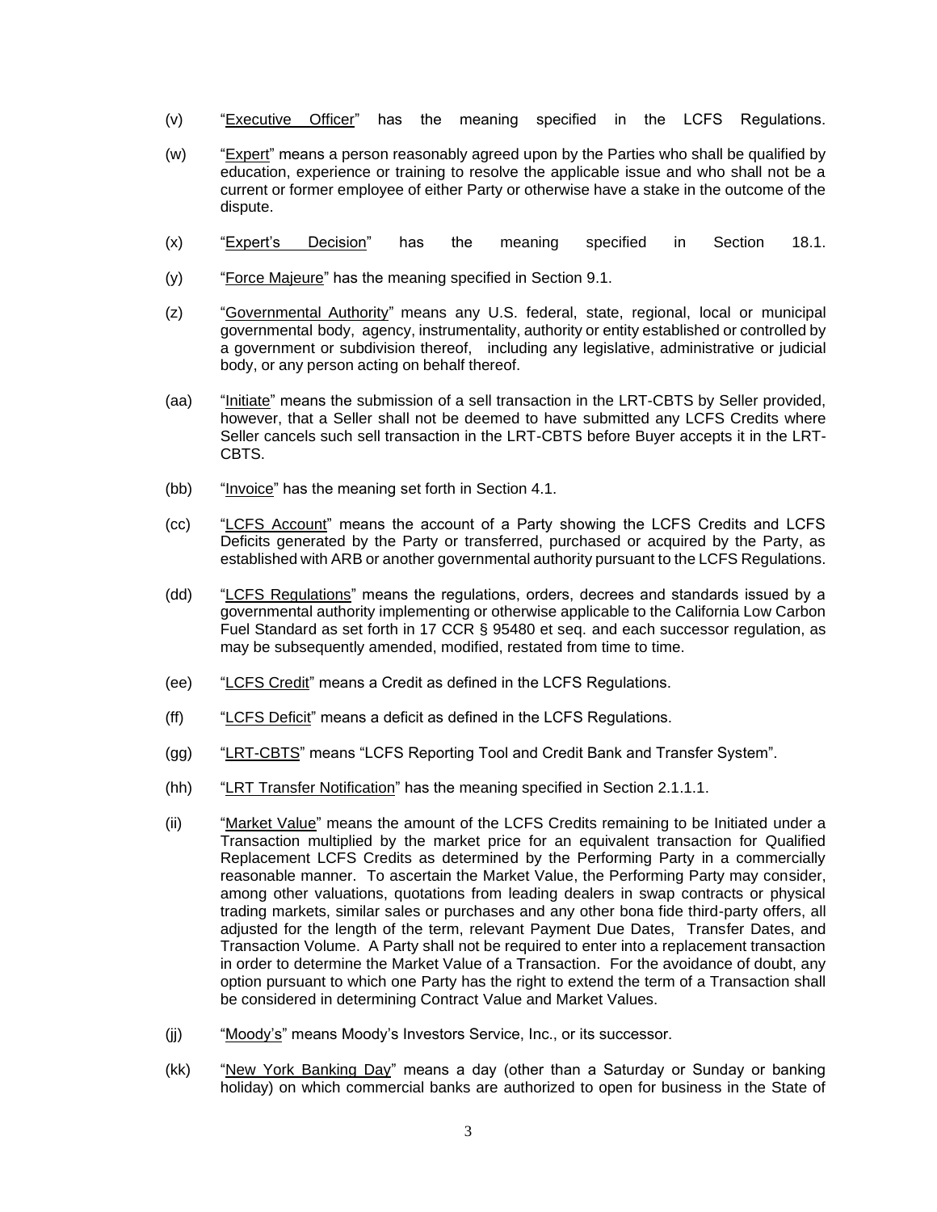(v) "Executive Officer" has the meaning specified in the LCFS Regulations.

(w) "Expert" means a person reasonably agreed upon by the Parties who shall be qualified by education, experience or training to resolve the applicable issue and who shall not be a current or former employee of either Party or otherwise have a stake in the outcome of the dispute.

(x) "Expert's Decision" has the meaning specified in Section 18.1.

(y) "Force Majeure" has the meaning specified in Section 9.1.

(z) "Governmental Authority" means any U.S. federal, state, regional, local or municipal governmental body, agency, instrumentality, authority or entity established or controlled by a government or subdivision thereof, including any legislative, administrative or judicial body, or any person acting on behalf thereof.

(aa) "Initiate" means the submission of a sell transaction in the LRT-CBTS by Seller provided, however, that a Seller shall not be deemed to have submitted any LCFS Credits where Seller cancels such sell transaction in the LRT-CBTS before Buyer accepts it in the LRT-CBTS.

(bb) "Invoice" has the meaning set forth in Section 4.1.

(cc) "LCFS Account" means the account of a Party showing the LCFS Credits and LCFS Deficits generated by the Party or transferred, purchased or acquired by the Party, as established with ARB or another governmental authority pursuant to the LCFS Regulations.

(dd) "LCFS Regulations" means the regulations, orders, decrees and standards issued by a governmental authority implementing or otherwise applicable to the California Low Carbon Fuel Standard as set forth in 17 CCR § 95480 et seq. and each successor regulation, as may be subsequently amended, modified, restated from time to time.

(ee) "LCFS Credit" means a Credit as defined in the LCFS Regulations.

(ff) "LCFS Deficit" means a deficit as defined in the LCFS Regulations.

(gg) "LRT-CBTS" means "LCFS Reporting Tool and Credit Bank and Transfer System".

(hh) "LRT Transfer Notification" has the meaning specified in Section 2.1.1.1.

(ii) "Market Value" means the amount of the LCFS Credits remaining to be Initiated under a Transaction multiplied by the market price for an equivalent transaction for Qualified Replacement LCFS Credits as determined by the Performing Party in a commercially reasonable manner. To ascertain the Market Value, the Performing Party may consider, among other valuations, quotations from leading dealers in swap contracts or physical trading markets, similar sales or purchases and any other bona fide third-party offers, all adjusted for the length of the term, relevant Payment Due Dates, Transfer Dates, and Transaction Volume. A Party shall not be required to enter into a replacement transaction in order to determine the Market Value of a Transaction. For the avoidance of doubt, any option pursuant to which one Party has the right to extend the term of a Transaction shall be considered in determining Contract Value and Market Values.

(jj) "Moody's" means Moody's Investors Service, Inc., or its successor.

(kk) "New York Banking Day" means a day (other than a Saturday or Sunday or banking holiday) on which commercial banks are authorized to open for business in the State of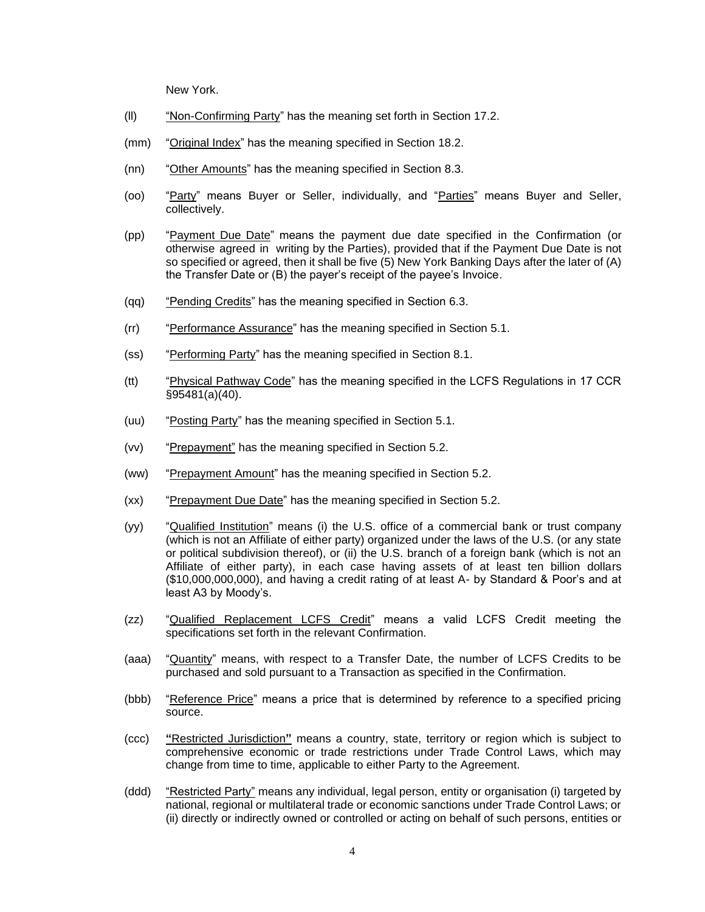New York.

(ll) "Non-Confirming Party" has the meaning set forth in Section 17.2.

(mm) "Original Index" has the meaning specified in Section 18.2.

(nn) "Other Amounts" has the meaning specified in Section 8.3.

(oo) "Party" means Buyer or Seller, individually, and "Parties" means Buyer and Seller, collectively.

(pp) "Payment Due Date" means the payment due date specified in the Confirmation (or otherwise agreed in writing by the Parties), provided that if the Payment Due Date is not so specified or agreed, then it shall be five (5) New York Banking Days after the later of (A) the Transfer Date or (B) the payer's receipt of the payee's Invoice.

(qq) "Pending Credits" has the meaning specified in Section 6.3.

(rr) "Performance Assurance" has the meaning specified in Section 5.1.

(ss) "Performing Party" has the meaning specified in Section 8.1.

(tt) "Physical Pathway Code" has the meaning specified in the LCFS Regulations in 17 CCR §95481(a)(40).

(uu) "Posting Party" has the meaning specified in Section 5.1.

(vv) "Prepayment" has the meaning specified in Section 5.2.

(ww) "Prepayment Amount" has the meaning specified in Section 5.2.

(xx) "Prepayment Due Date" has the meaning specified in Section 5.2.

(yy) "Qualified Institution" means (i) the U.S. office of a commercial bank or trust company (which is not an Affiliate of either party) organized under the laws of the U.S. (or any state or political subdivision thereof), or (ii) the U.S. branch of a foreign bank (which is not an Affiliate of either party), in each case having assets of at least ten billion dollars ($10,000,000,000), and having a credit rating of at least A- by Standard & Poor's and at least A3 by Moody's.

(zz) "Qualified Replacement LCFS Credit" means a valid LCFS Credit meeting the specifications set forth in the relevant Confirmation.

(aaa) "Quantity" means, with respect to a Transfer Date, the number of LCFS Credits to be purchased and sold pursuant to a Transaction as specified in the Confirmation.

(bbb) "Reference Price" means a price that is determined by reference to a specified pricing source.

(ccc) **"Restricted Jurisdiction"** means a country, state, territory or region which is subject to comprehensive economic or trade restrictions under Trade Control Laws, which may change from time to time, applicable to either Party to the Agreement.

(ddd) "Restricted Party" means any individual, legal person, entity or organisation (i) targeted by national, regional or multilateral trade or economic sanctions under Trade Control Laws; or (ii) directly or indirectly owned or controlled or acting on behalf of such persons, entities or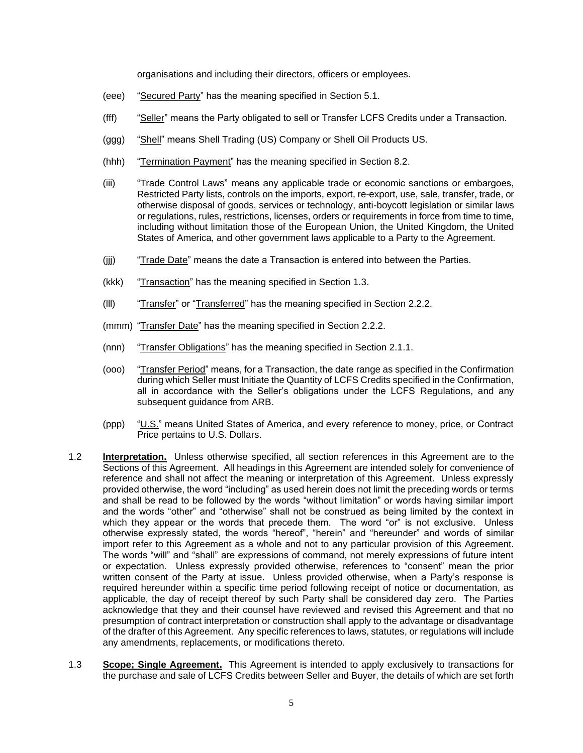organisations and including their directors, officers or employees.

(eee) "Secured Party" has the meaning specified in Section 5.1.

(fff) "Seller" means the Party obligated to sell or Transfer LCFS Credits under a Transaction.

(ggg) "Shell" means Shell Trading (US) Company or Shell Oil Products US.

(hhh) "Termination Payment" has the meaning specified in Section 8.2.

(iii) "Trade Control Laws" means any applicable trade or economic sanctions or embargoes, Restricted Party lists, controls on the imports, export, re-export, use, sale, transfer, trade, or otherwise disposal of goods, services or technology, anti-boycott legislation or similar laws or regulations, rules, restrictions, licenses, orders or requirements in force from time to time, including without limitation those of the European Union, the United Kingdom, the United States of America, and other government laws applicable to a Party to the Agreement.

(jjj) "Trade Date" means the date a Transaction is entered into between the Parties.

(kkk) "Transaction" has the meaning specified in Section 1.3.

(lll) "Transfer" or "Transferred" has the meaning specified in Section 2.2.2.

(mmm) "Transfer Date" has the meaning specified in Section 2.2.2.

(nnn) "Transfer Obligations" has the meaning specified in Section 2.1.1.

(ooo) "Transfer Period" means, for a Transaction, the date range as specified in the Confirmation during which Seller must Initiate the Quantity of LCFS Credits specified in the Confirmation, all in accordance with the Seller's obligations under the LCFS Regulations, and any subsequent guidance from ARB.

(ppp) "U.S." means United States of America, and every reference to money, price, or Contract Price pertains to U.S. Dollars.

1.2 **Interpretation.** Unless otherwise specified, all section references in this Agreement are to the Sections of this Agreement. All headings in this Agreement are intended solely for convenience of reference and shall not affect the meaning or interpretation of this Agreement. Unless expressly provided otherwise, the word "including" as used herein does not limit the preceding words or terms and shall be read to be followed by the words "without limitation" or words having similar import and the words "other" and "otherwise" shall not be construed as being limited by the context in which they appear or the words that precede them. The word "or" is not exclusive. Unless otherwise expressly stated, the words "hereof", "herein" and "hereunder" and words of similar import refer to this Agreement as a whole and not to any particular provision of this Agreement. The words "will" and "shall" are expressions of command, not merely expressions of future intent or expectation. Unless expressly provided otherwise, references to "consent" mean the prior written consent of the Party at issue. Unless provided otherwise, when a Party's response is required hereunder within a specific time period following receipt of notice or documentation, as applicable, the day of receipt thereof by such Party shall be considered day zero. The Parties acknowledge that they and their counsel have reviewed and revised this Agreement and that no presumption of contract interpretation or construction shall apply to the advantage or disadvantage of the drafter of this Agreement. Any specific references to laws, statutes, or regulations will include any amendments, replacements, or modifications thereto.

1.3 **Scope; Single Agreement.** This Agreement is intended to apply exclusively to transactions for the purchase and sale of LCFS Credits between Seller and Buyer, the details of which are set forth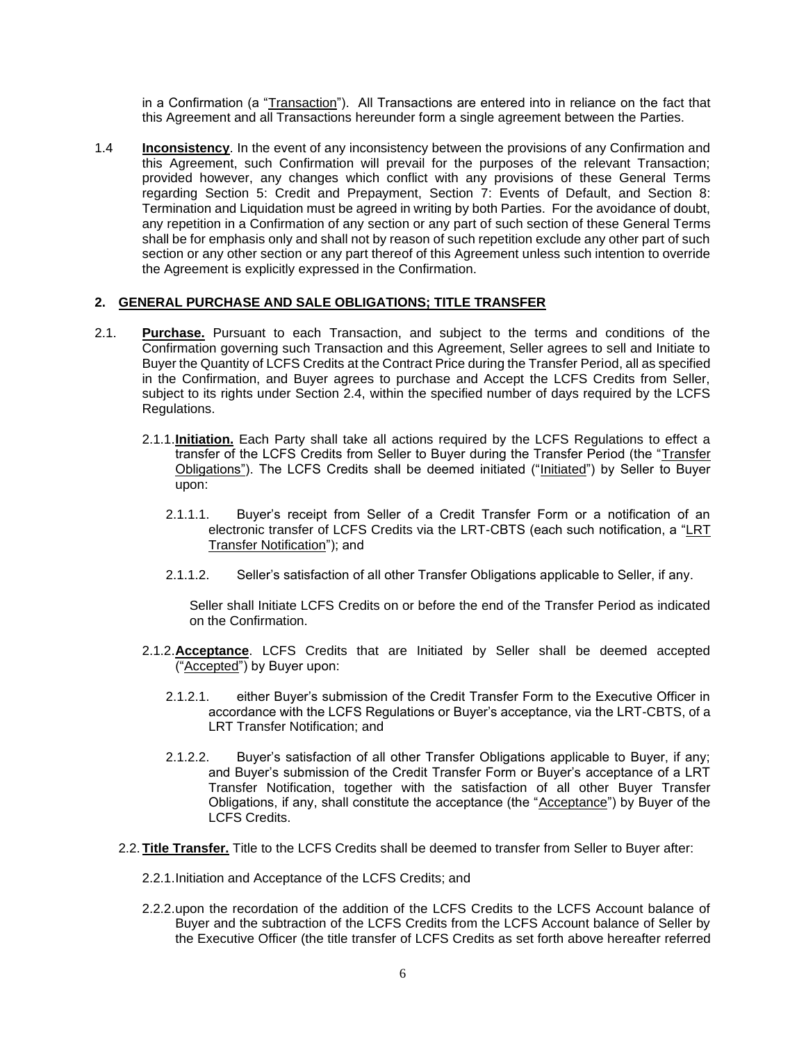in a Confirmation (a "Transaction"). All Transactions are entered into in reliance on the fact that this Agreement and all Transactions hereunder form a single agreement between the Parties.

1.4 **Inconsistency**. In the event of any inconsistency between the provisions of any Confirmation and this Agreement, such Confirmation will prevail for the purposes of the relevant Transaction; provided however, any changes which conflict with any provisions of these General Terms regarding Section 5: Credit and Prepayment, Section 7: Events of Default, and Section 8: Termination and Liquidation must be agreed in writing by both Parties. For the avoidance of doubt, any repetition in a Confirmation of any section or any part of such section of these General Terms shall be for emphasis only and shall not by reason of such repetition exclude any other part of such section or any other section or any part thereof of this Agreement unless such intention to override the Agreement is explicitly expressed in the Confirmation.

## 2. GENERAL PURCHASE AND SALE OBLIGATIONS; TITLE TRANSFER

2.1. **Purchase.** Pursuant to each Transaction, and subject to the terms and conditions of the Confirmation governing such Transaction and this Agreement, Seller agrees to sell and Initiate to Buyer the Quantity of LCFS Credits at the Contract Price during the Transfer Period, all as specified in the Confirmation, and Buyer agrees to purchase and Accept the LCFS Credits from Seller, subject to its rights under Section 2.4, within the specified number of days required by the LCFS Regulations.

2.1.1. **Initiation.** Each Party shall take all actions required by the LCFS Regulations to effect a transfer of the LCFS Credits from Seller to Buyer during the Transfer Period (the "Transfer Obligations"). The LCFS Credits shall be deemed initiated ("Initiated") by Seller to Buyer upon:

2.1.1.1. Buyer's receipt from Seller of a Credit Transfer Form or a notification of an electronic transfer of LCFS Credits via the LRT-CBTS (each such notification, a "LRT Transfer Notification"); and

2.1.1.2. Seller's satisfaction of all other Transfer Obligations applicable to Seller, if any.

Seller shall Initiate LCFS Credits on or before the end of the Transfer Period as indicated on the Confirmation.

2.1.2. **Acceptance**. LCFS Credits that are Initiated by Seller shall be deemed accepted ("Accepted") by Buyer upon:

2.1.2.1. either Buyer's submission of the Credit Transfer Form to the Executive Officer in accordance with the LCFS Regulations or Buyer's acceptance, via the LRT-CBTS, of a LRT Transfer Notification; and

2.1.2.2. Buyer's satisfaction of all other Transfer Obligations applicable to Buyer, if any; and Buyer's submission of the Credit Transfer Form or Buyer's acceptance of a LRT Transfer Notification, together with the satisfaction of all other Buyer Transfer Obligations, if any, shall constitute the acceptance (the "Acceptance") by Buyer of the LCFS Credits.

2.2. **Title Transfer.** Title to the LCFS Credits shall be deemed to transfer from Seller to Buyer after:

2.2.1. Initiation and Acceptance of the LCFS Credits; and

2.2.2. upon the recordation of the addition of the LCFS Credits to the LCFS Account balance of Buyer and the subtraction of the LCFS Credits from the LCFS Account balance of Seller by the Executive Officer (the title transfer of LCFS Credits as set forth above hereafter referred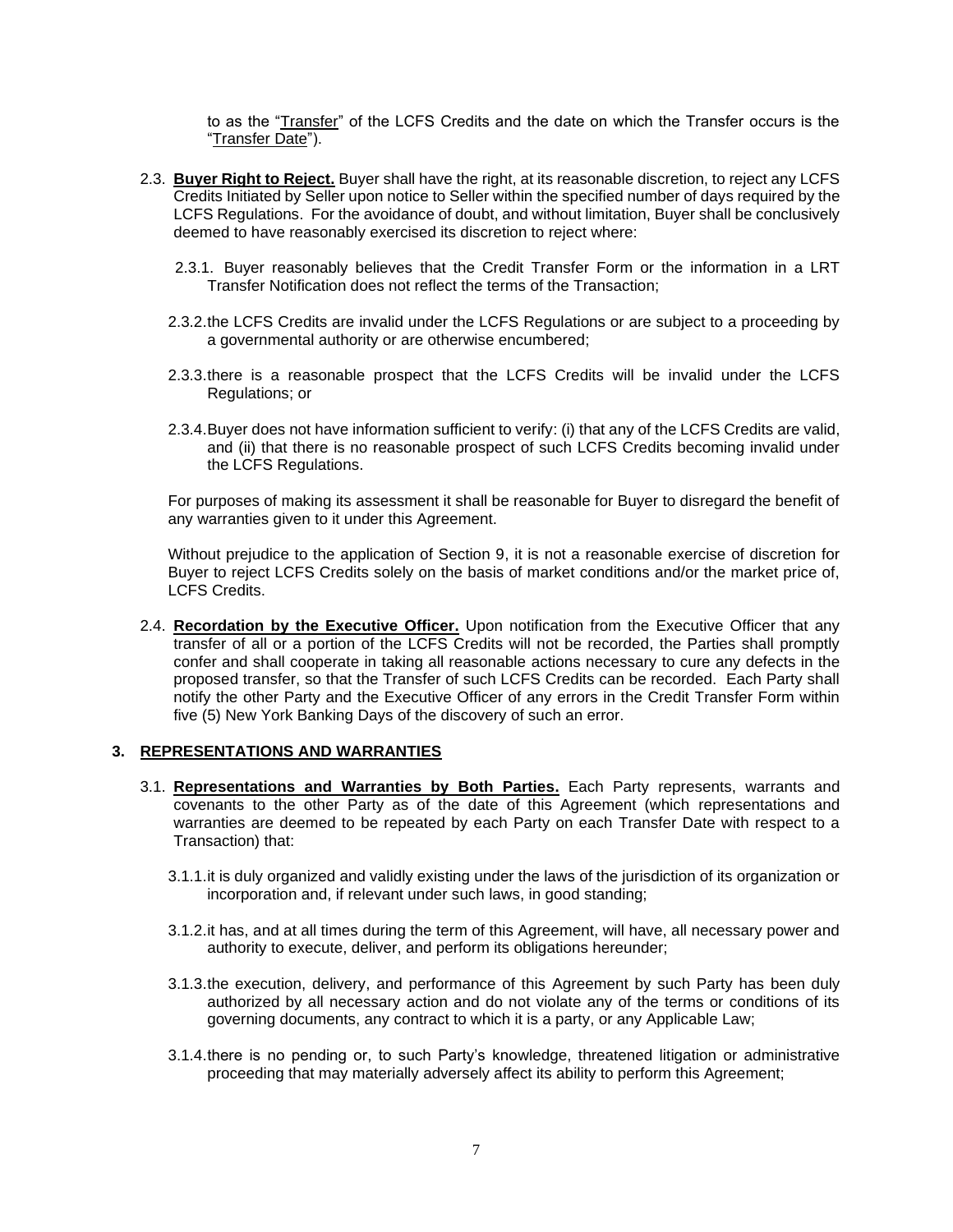to as the "Transfer" of the LCFS Credits and the date on which the Transfer occurs is the "Transfer Date").

2.3. **Buyer Right to Reject.** Buyer shall have the right, at its reasonable discretion, to reject any LCFS Credits Initiated by Seller upon notice to Seller within the specified number of days required by the LCFS Regulations. For the avoidance of doubt, and without limitation, Buyer shall be conclusively deemed to have reasonably exercised its discretion to reject where:

2.3.1. Buyer reasonably believes that the Credit Transfer Form or the information in a LRT Transfer Notification does not reflect the terms of the Transaction;

2.3.2. the LCFS Credits are invalid under the LCFS Regulations or are subject to a proceeding by a governmental authority or are otherwise encumbered;

2.3.3. there is a reasonable prospect that the LCFS Credits will be invalid under the LCFS Regulations; or

2.3.4. Buyer does not have information sufficient to verify: (i) that any of the LCFS Credits are valid, and (ii) that there is no reasonable prospect of such LCFS Credits becoming invalid under the LCFS Regulations.

For purposes of making its assessment it shall be reasonable for Buyer to disregard the benefit of any warranties given to it under this Agreement.

Without prejudice to the application of Section 9, it is not a reasonable exercise of discretion for Buyer to reject LCFS Credits solely on the basis of market conditions and/or the market price of, LCFS Credits.

2.4. **Recordation by the Executive Officer.** Upon notification from the Executive Officer that any transfer of all or a portion of the LCFS Credits will not be recorded, the Parties shall promptly confer and shall cooperate in taking all reasonable actions necessary to cure any defects in the proposed transfer, so that the Transfer of such LCFS Credits can be recorded. Each Party shall notify the other Party and the Executive Officer of any errors in the Credit Transfer Form within five (5) New York Banking Days of the discovery of such an error.

## 3. REPRESENTATIONS AND WARRANTIES

3.1. **Representations and Warranties by Both Parties.** Each Party represents, warrants and covenants to the other Party as of the date of this Agreement (which representations and warranties are deemed to be repeated by each Party on each Transfer Date with respect to a Transaction) that:

3.1.1. it is duly organized and validly existing under the laws of the jurisdiction of its organization or incorporation and, if relevant under such laws, in good standing;

3.1.2. it has, and at all times during the term of this Agreement, will have, all necessary power and authority to execute, deliver, and perform its obligations hereunder;

3.1.3. the execution, delivery, and performance of this Agreement by such Party has been duly authorized by all necessary action and do not violate any of the terms or conditions of its governing documents, any contract to which it is a party, or any Applicable Law;

3.1.4. there is no pending or, to such Party's knowledge, threatened litigation or administrative proceeding that may materially adversely affect its ability to perform this Agreement;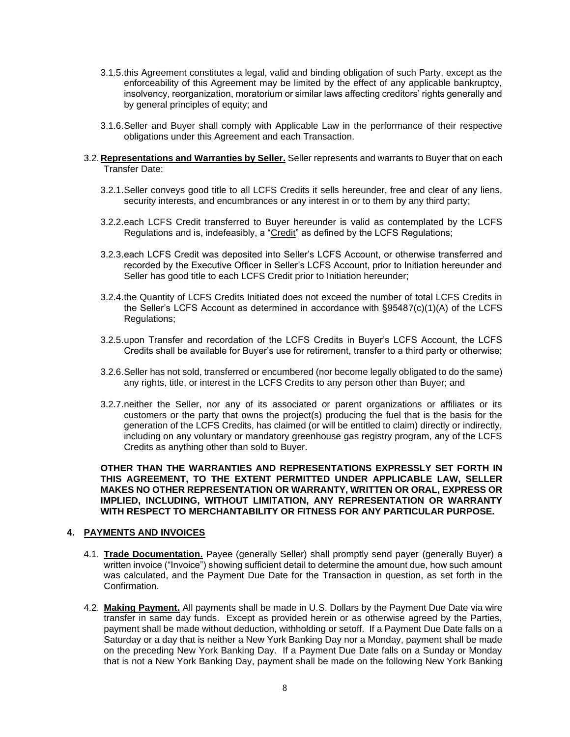3.1.5. this Agreement constitutes a legal, valid and binding obligation of such Party, except as the enforceability of this Agreement may be limited by the effect of any applicable bankruptcy, insolvency, reorganization, moratorium or similar laws affecting creditors' rights generally and by general principles of equity; and

3.1.6. Seller and Buyer shall comply with Applicable Law in the performance of their respective obligations under this Agreement and each Transaction.

3.2. **Representations and Warranties by Seller.** Seller represents and warrants to Buyer that on each Transfer Date:

3.2.1. Seller conveys good title to all LCFS Credits it sells hereunder, free and clear of any liens, security interests, and encumbrances or any interest in or to them by any third party;

3.2.2. each LCFS Credit transferred to Buyer hereunder is valid as contemplated by the LCFS Regulations and is, indefeasibly, a "Credit" as defined by the LCFS Regulations;

3.2.3. each LCFS Credit was deposited into Seller's LCFS Account, or otherwise transferred and recorded by the Executive Officer in Seller's LCFS Account, prior to Initiation hereunder and Seller has good title to each LCFS Credit prior to Initiation hereunder;

3.2.4. the Quantity of LCFS Credits Initiated does not exceed the number of total LCFS Credits in the Seller's LCFS Account as determined in accordance with §95487(c)(1)(A) of the LCFS Regulations;

3.2.5. upon Transfer and recordation of the LCFS Credits in Buyer's LCFS Account, the LCFS Credits shall be available for Buyer's use for retirement, transfer to a third party or otherwise;

3.2.6. Seller has not sold, transferred or encumbered (nor become legally obligated to do the same) any rights, title, or interest in the LCFS Credits to any person other than Buyer; and

3.2.7. neither the Seller, nor any of its associated or parent organizations or affiliates or its customers or the party that owns the project(s) producing the fuel that is the basis for the generation of the LCFS Credits, has claimed (or will be entitled to claim) directly or indirectly, including on any voluntary or mandatory greenhouse gas registry program, any of the LCFS Credits as anything other than sold to Buyer.

**OTHER THAN THE WARRANTIES AND REPRESENTATIONS EXPRESSLY SET FORTH IN THIS AGREEMENT, TO THE EXTENT PERMITTED UNDER APPLICABLE LAW, SELLER MAKES NO OTHER REPRESENTATION OR WARRANTY, WRITTEN OR ORAL, EXPRESS OR IMPLIED, INCLUDING, WITHOUT LIMITATION, ANY REPRESENTATION OR WARRANTY WITH RESPECT TO MERCHANTABILITY OR FITNESS FOR ANY PARTICULAR PURPOSE.**

## 4. PAYMENTS AND INVOICES

4.1. **Trade Documentation.** Payee (generally Seller) shall promptly send payer (generally Buyer) a written invoice ("Invoice") showing sufficient detail to determine the amount due, how such amount was calculated, and the Payment Due Date for the Transaction in question, as set forth in the Confirmation.

4.2. **Making Payment.** All payments shall be made in U.S. Dollars by the Payment Due Date via wire transfer in same day funds. Except as provided herein or as otherwise agreed by the Parties, payment shall be made without deduction, withholding or setoff. If a Payment Due Date falls on a Saturday or a day that is neither a New York Banking Day nor a Monday, payment shall be made on the preceding New York Banking Day. If a Payment Due Date falls on a Sunday or Monday that is not a New York Banking Day, payment shall be made on the following New York Banking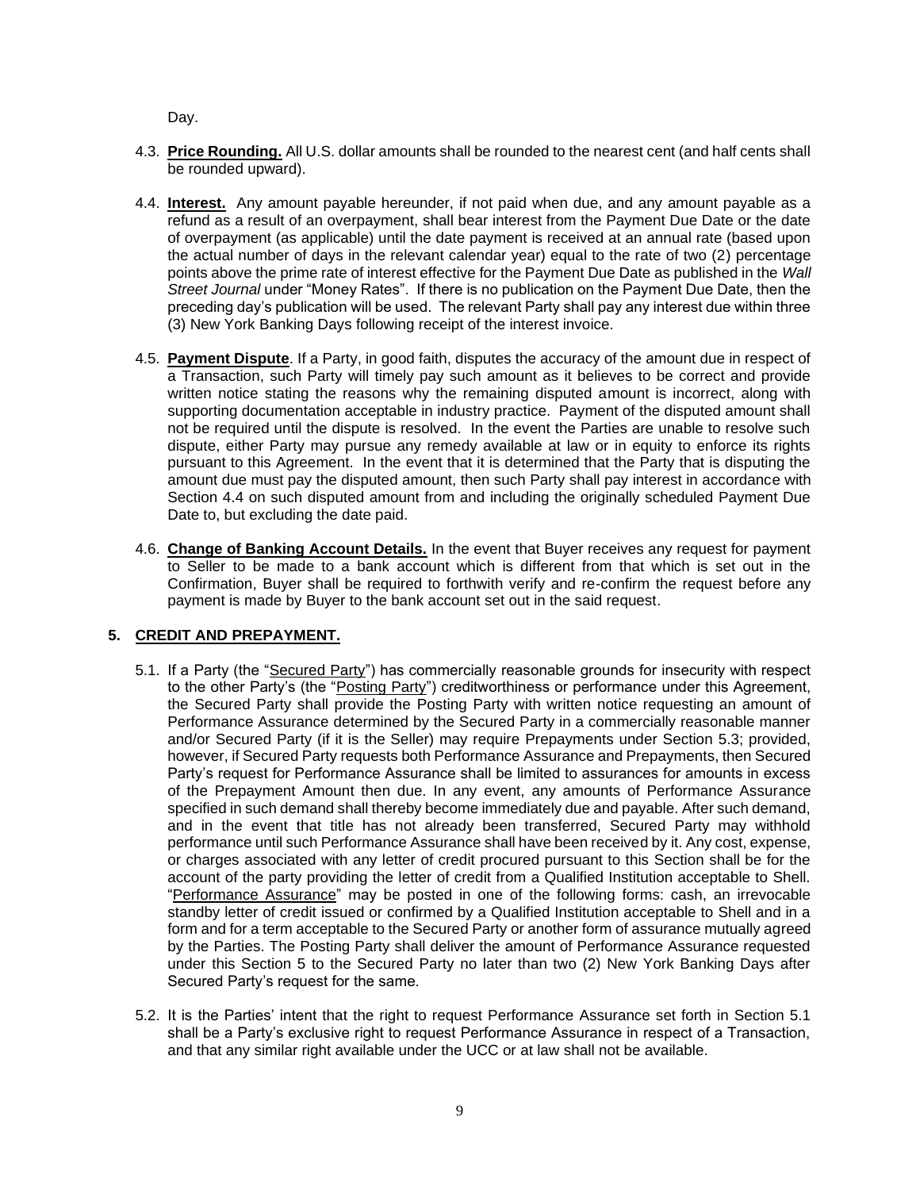Day.

4.3. **Price Rounding.** All U.S. dollar amounts shall be rounded to the nearest cent (and half cents shall be rounded upward).

4.4. **Interest.** Any amount payable hereunder, if not paid when due, and any amount payable as a refund as a result of an overpayment, shall bear interest from the Payment Due Date or the date of overpayment (as applicable) until the date payment is received at an annual rate (based upon the actual number of days in the relevant calendar year) equal to the rate of two (2) percentage points above the prime rate of interest effective for the Payment Due Date as published in the *Wall Street Journal* under "Money Rates". If there is no publication on the Payment Due Date, then the preceding day's publication will be used. The relevant Party shall pay any interest due within three (3) New York Banking Days following receipt of the interest invoice.

4.5. **Payment Dispute**. If a Party, in good faith, disputes the accuracy of the amount due in respect of a Transaction, such Party will timely pay such amount as it believes to be correct and provide written notice stating the reasons why the remaining disputed amount is incorrect, along with supporting documentation acceptable in industry practice. Payment of the disputed amount shall not be required until the dispute is resolved. In the event the Parties are unable to resolve such dispute, either Party may pursue any remedy available at law or in equity to enforce its rights pursuant to this Agreement. In the event that it is determined that the Party that is disputing the amount due must pay the disputed amount, then such Party shall pay interest in accordance with Section 4.4 on such disputed amount from and including the originally scheduled Payment Due Date to, but excluding the date paid.

4.6. **Change of Banking Account Details.** In the event that Buyer receives any request for payment to Seller to be made to a bank account which is different from that which is set out in the Confirmation, Buyer shall be required to forthwith verify and re-confirm the request before any payment is made by Buyer to the bank account set out in the said request.

## 5. CREDIT AND PREPAYMENT.

5.1. If a Party (the "Secured Party") has commercially reasonable grounds for insecurity with respect to the other Party's (the "Posting Party") creditworthiness or performance under this Agreement, the Secured Party shall provide the Posting Party with written notice requesting an amount of Performance Assurance determined by the Secured Party in a commercially reasonable manner and/or Secured Party (if it is the Seller) may require Prepayments under Section 5.3; provided, however, if Secured Party requests both Performance Assurance and Prepayments, then Secured Party's request for Performance Assurance shall be limited to assurances for amounts in excess of the Prepayment Amount then due. In any event, any amounts of Performance Assurance specified in such demand shall thereby become immediately due and payable. After such demand, and in the event that title has not already been transferred, Secured Party may withhold performance until such Performance Assurance shall have been received by it. Any cost, expense, or charges associated with any letter of credit procured pursuant to this Section shall be for the account of the party providing the letter of credit from a Qualified Institution acceptable to Shell. "Performance Assurance" may be posted in one of the following forms: cash, an irrevocable standby letter of credit issued or confirmed by a Qualified Institution acceptable to Shell and in a form and for a term acceptable to the Secured Party or another form of assurance mutually agreed by the Parties. The Posting Party shall deliver the amount of Performance Assurance requested under this Section 5 to the Secured Party no later than two (2) New York Banking Days after Secured Party's request for the same.

5.2. It is the Parties' intent that the right to request Performance Assurance set forth in Section 5.1 shall be a Party's exclusive right to request Performance Assurance in respect of a Transaction, and that any similar right available under the UCC or at law shall not be available.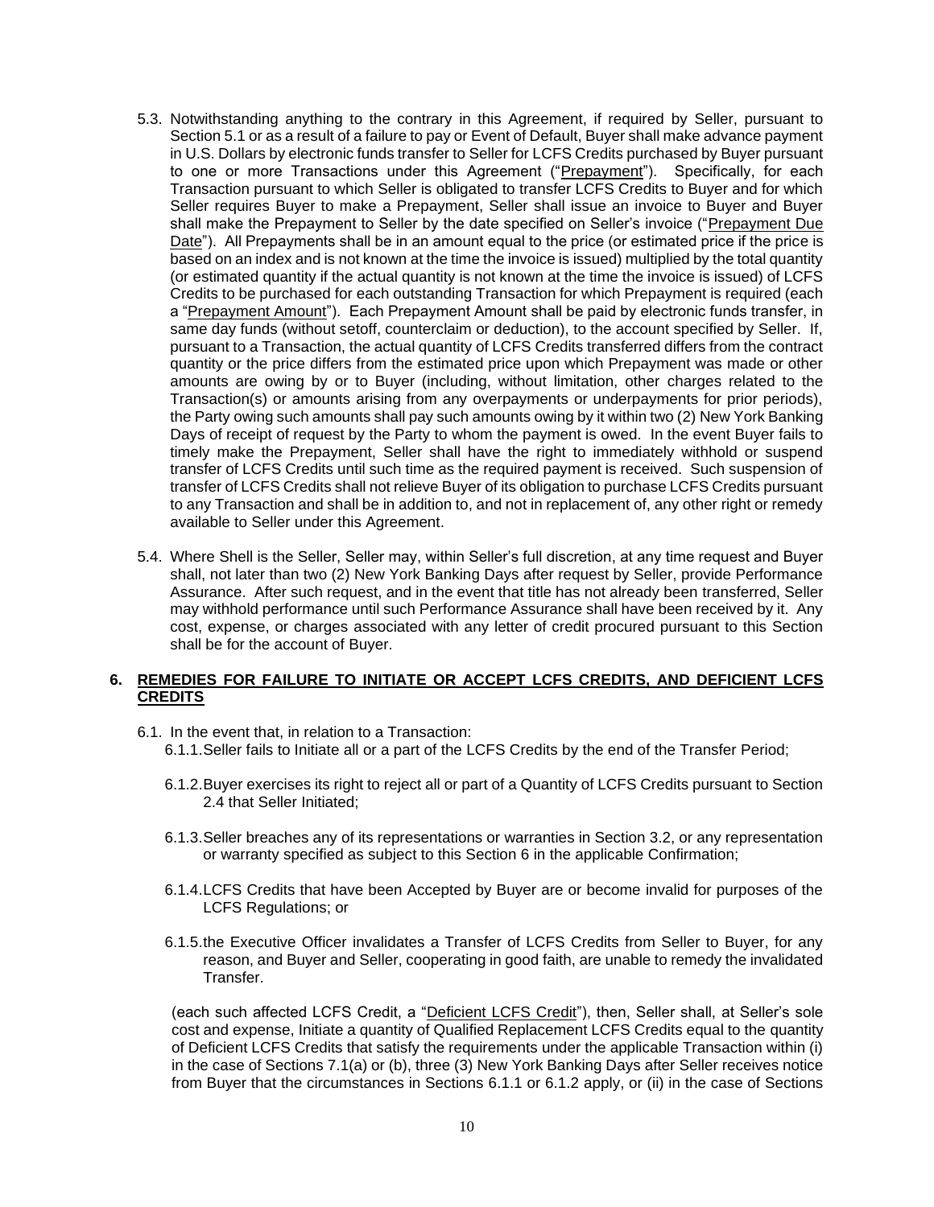5.3. Notwithstanding anything to the contrary in this Agreement, if required by Seller, pursuant to Section 5.1 or as a result of a failure to pay or Event of Default, Buyer shall make advance payment in U.S. Dollars by electronic funds transfer to Seller for LCFS Credits purchased by Buyer pursuant to one or more Transactions under this Agreement ("Prepayment"). Specifically, for each Transaction pursuant to which Seller is obligated to transfer LCFS Credits to Buyer and for which Seller requires Buyer to make a Prepayment, Seller shall issue an invoice to Buyer and Buyer shall make the Prepayment to Seller by the date specified on Seller's invoice ("Prepayment Due Date"). All Prepayments shall be in an amount equal to the price (or estimated price if the price is based on an index and is not known at the time the invoice is issued) multiplied by the total quantity (or estimated quantity if the actual quantity is not known at the time the invoice is issued) of LCFS Credits to be purchased for each outstanding Transaction for which Prepayment is required (each a "Prepayment Amount"). Each Prepayment Amount shall be paid by electronic funds transfer, in same day funds (without setoff, counterclaim or deduction), to the account specified by Seller. If, pursuant to a Transaction, the actual quantity of LCFS Credits transferred differs from the contract quantity or the price differs from the estimated price upon which Prepayment was made or other amounts are owing by or to Buyer (including, without limitation, other charges related to the Transaction(s) or amounts arising from any overpayments or underpayments for prior periods), the Party owing such amounts shall pay such amounts owing by it within two (2) New York Banking Days of receipt of request by the Party to whom the payment is owed. In the event Buyer fails to timely make the Prepayment, Seller shall have the right to immediately withhold or suspend transfer of LCFS Credits until such time as the required payment is received. Such suspension of transfer of LCFS Credits shall not relieve Buyer of its obligation to purchase LCFS Credits pursuant to any Transaction and shall be in addition to, and not in replacement of, any other right or remedy available to Seller under this Agreement.

5.4. Where Shell is the Seller, Seller may, within Seller's full discretion, at any time request and Buyer shall, not later than two (2) New York Banking Days after request by Seller, provide Performance Assurance. After such request, and in the event that title has not already been transferred, Seller may withhold performance until such Performance Assurance shall have been received by it. Any cost, expense, or charges associated with any letter of credit procured pursuant to this Section shall be for the account of Buyer.

## 6. REMEDIES FOR FAILURE TO INITIATE OR ACCEPT LCFS CREDITS, AND DEFICIENT LCFS CREDITS

6.1. In the event that, in relation to a Transaction:

6.1.1. Seller fails to Initiate all or a part of the LCFS Credits by the end of the Transfer Period;

6.1.2. Buyer exercises its right to reject all or part of a Quantity of LCFS Credits pursuant to Section 2.4 that Seller Initiated;

6.1.3. Seller breaches any of its representations or warranties in Section 3.2, or any representation or warranty specified as subject to this Section 6 in the applicable Confirmation;

6.1.4. LCFS Credits that have been Accepted by Buyer are or become invalid for purposes of the LCFS Regulations; or

6.1.5. the Executive Officer invalidates a Transfer of LCFS Credits from Seller to Buyer, for any reason, and Buyer and Seller, cooperating in good faith, are unable to remedy the invalidated Transfer.

(each such affected LCFS Credit, a "Deficient LCFS Credit"), then, Seller shall, at Seller's sole cost and expense, Initiate a quantity of Qualified Replacement LCFS Credits equal to the quantity of Deficient LCFS Credits that satisfy the requirements under the applicable Transaction within (i) in the case of Sections 7.1(a) or (b), three (3) New York Banking Days after Seller receives notice from Buyer that the circumstances in Sections 6.1.1 or 6.1.2 apply, or (ii) in the case of Sections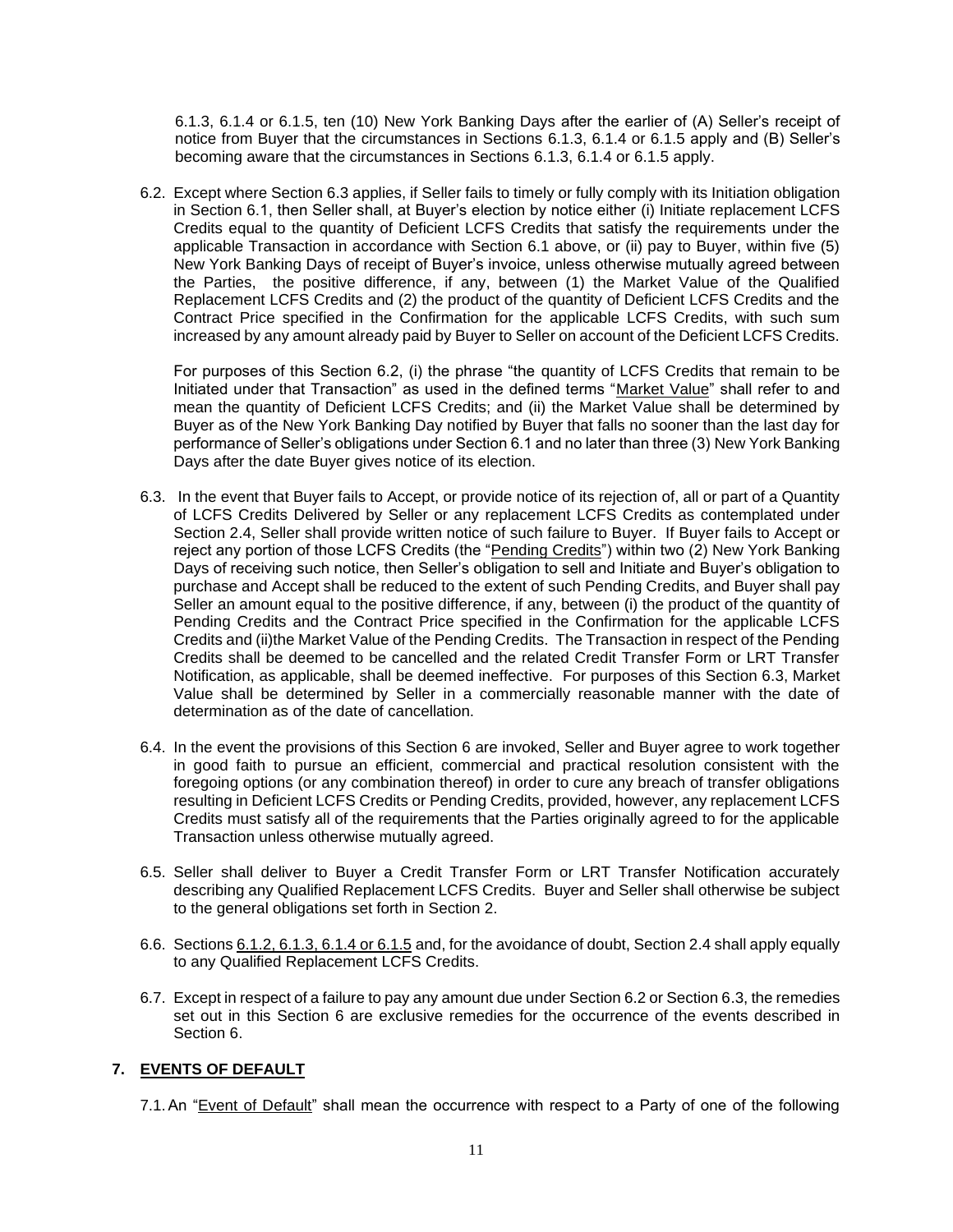6.1.3, 6.1.4 or 6.1.5, ten (10) New York Banking Days after the earlier of (A) Seller's receipt of notice from Buyer that the circumstances in Sections 6.1.3, 6.1.4 or 6.1.5 apply and (B) Seller's becoming aware that the circumstances in Sections 6.1.3, 6.1.4 or 6.1.5 apply.

6.2. Except where Section 6.3 applies, if Seller fails to timely or fully comply with its Initiation obligation in Section 6.1, then Seller shall, at Buyer's election by notice either (i) Initiate replacement LCFS Credits equal to the quantity of Deficient LCFS Credits that satisfy the requirements under the applicable Transaction in accordance with Section 6.1 above, or (ii) pay to Buyer, within five (5) New York Banking Days of receipt of Buyer's invoice, unless otherwise mutually agreed between the Parties, the positive difference, if any, between (1) the Market Value of the Qualified Replacement LCFS Credits and (2) the product of the quantity of Deficient LCFS Credits and the Contract Price specified in the Confirmation for the applicable LCFS Credits, with such sum increased by any amount already paid by Buyer to Seller on account of the Deficient LCFS Credits.

For purposes of this Section 6.2, (i) the phrase "the quantity of LCFS Credits that remain to be Initiated under that Transaction" as used in the defined terms "Market Value" shall refer to and mean the quantity of Deficient LCFS Credits; and (ii) the Market Value shall be determined by Buyer as of the New York Banking Day notified by Buyer that falls no sooner than the last day for performance of Seller's obligations under Section 6.1 and no later than three (3) New York Banking Days after the date Buyer gives notice of its election.

6.3. In the event that Buyer fails to Accept, or provide notice of its rejection of, all or part of a Quantity of LCFS Credits Delivered by Seller or any replacement LCFS Credits as contemplated under Section 2.4, Seller shall provide written notice of such failure to Buyer. If Buyer fails to Accept or reject any portion of those LCFS Credits (the "Pending Credits") within two (2) New York Banking Days of receiving such notice, then Seller's obligation to sell and Initiate and Buyer's obligation to purchase and Accept shall be reduced to the extent of such Pending Credits, and Buyer shall pay Seller an amount equal to the positive difference, if any, between (i) the product of the quantity of Pending Credits and the Contract Price specified in the Confirmation for the applicable LCFS Credits and (ii)the Market Value of the Pending Credits. The Transaction in respect of the Pending Credits shall be deemed to be cancelled and the related Credit Transfer Form or LRT Transfer Notification, as applicable, shall be deemed ineffective. For purposes of this Section 6.3, Market Value shall be determined by Seller in a commercially reasonable manner with the date of determination as of the date of cancellation.

6.4. In the event the provisions of this Section 6 are invoked, Seller and Buyer agree to work together in good faith to pursue an efficient, commercial and practical resolution consistent with the foregoing options (or any combination thereof) in order to cure any breach of transfer obligations resulting in Deficient LCFS Credits or Pending Credits, provided, however, any replacement LCFS Credits must satisfy all of the requirements that the Parties originally agreed to for the applicable Transaction unless otherwise mutually agreed.

6.5. Seller shall deliver to Buyer a Credit Transfer Form or LRT Transfer Notification accurately describing any Qualified Replacement LCFS Credits. Buyer and Seller shall otherwise be subject to the general obligations set forth in Section 2.

6.6. Sections 6.1.2, 6.1.3, 6.1.4 or 6.1.5 and, for the avoidance of doubt, Section 2.4 shall apply equally to any Qualified Replacement LCFS Credits.

6.7. Except in respect of a failure to pay any amount due under Section 6.2 or Section 6.3, the remedies set out in this Section 6 are exclusive remedies for the occurrence of the events described in Section 6.

## 7. EVENTS OF DEFAULT

7.1. An "Event of Default" shall mean the occurrence with respect to a Party of one of the following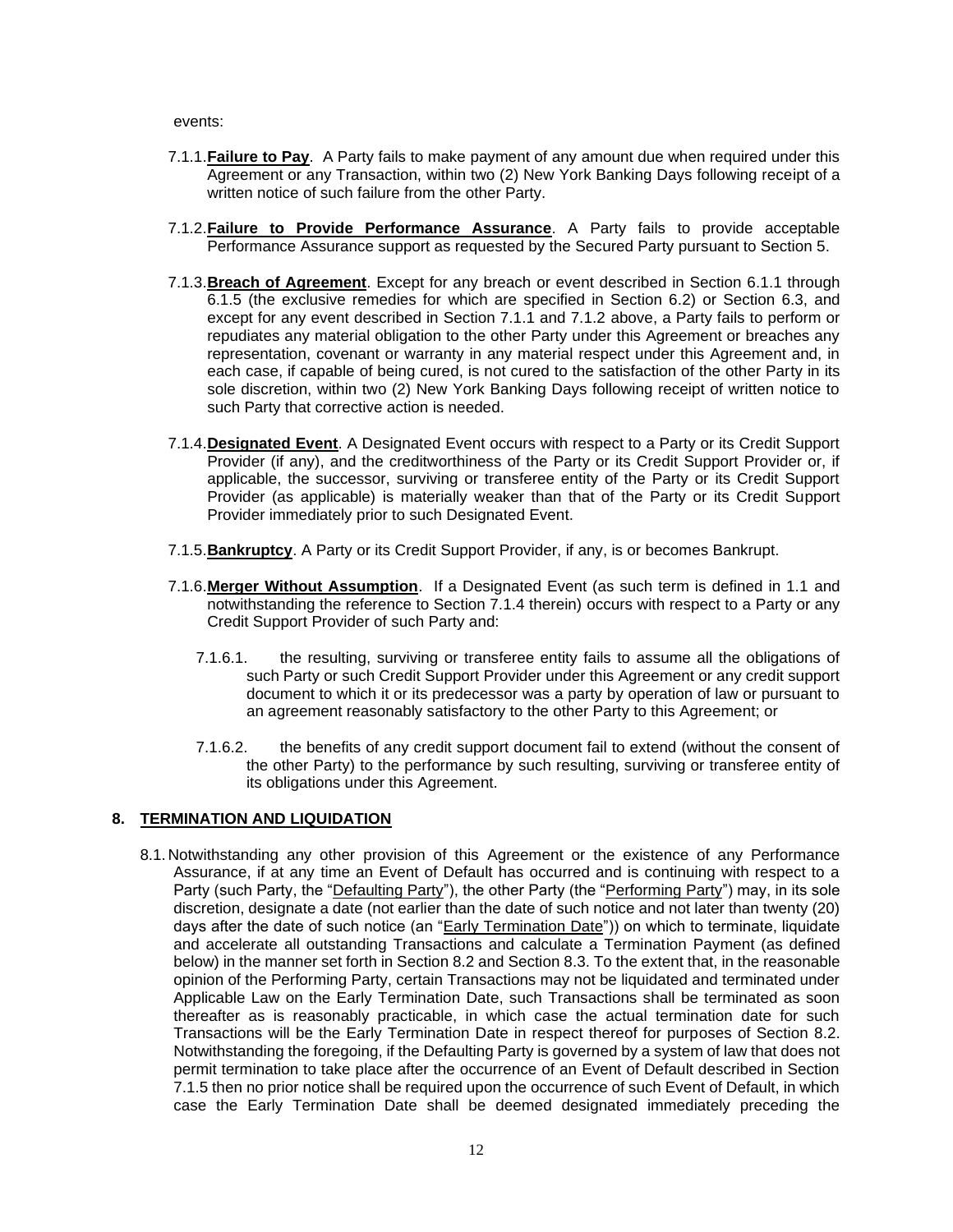events:

7.1.1. **Failure to Pay**. A Party fails to make payment of any amount due when required under this Agreement or any Transaction, within two (2) New York Banking Days following receipt of a written notice of such failure from the other Party.

7.1.2. **Failure to Provide Performance Assurance**. A Party fails to provide acceptable Performance Assurance support as requested by the Secured Party pursuant to Section 5.

7.1.3. **Breach of Agreement**. Except for any breach or event described in Section 6.1.1 through 6.1.5 (the exclusive remedies for which are specified in Section 6.2) or Section 6.3, and except for any event described in Section 7.1.1 and 7.1.2 above, a Party fails to perform or repudiates any material obligation to the other Party under this Agreement or breaches any representation, covenant or warranty in any material respect under this Agreement and, in each case, if capable of being cured, is not cured to the satisfaction of the other Party in its sole discretion, within two (2) New York Banking Days following receipt of written notice to such Party that corrective action is needed.

7.1.4. **Designated Event**. A Designated Event occurs with respect to a Party or its Credit Support Provider (if any), and the creditworthiness of the Party or its Credit Support Provider or, if applicable, the successor, surviving or transferee entity of the Party or its Credit Support Provider (as applicable) is materially weaker than that of the Party or its Credit Support Provider immediately prior to such Designated Event.

7.1.5. **Bankruptcy**. A Party or its Credit Support Provider, if any, is or becomes Bankrupt.

7.1.6. **Merger Without Assumption**. If a Designated Event (as such term is defined in 1.1 and notwithstanding the reference to Section 7.1.4 therein) occurs with respect to a Party or any Credit Support Provider of such Party and:

7.1.6.1. the resulting, surviving or transferee entity fails to assume all the obligations of such Party or such Credit Support Provider under this Agreement or any credit support document to which it or its predecessor was a party by operation of law or pursuant to an agreement reasonably satisfactory to the other Party to this Agreement; or

7.1.6.2. the benefits of any credit support document fail to extend (without the consent of the other Party) to the performance by such resulting, surviving or transferee entity of its obligations under this Agreement.

## 8. TERMINATION AND LIQUIDATION

8.1. Notwithstanding any other provision of this Agreement or the existence of any Performance Assurance, if at any time an Event of Default has occurred and is continuing with respect to a Party (such Party, the "Defaulting Party"), the other Party (the "Performing Party") may, in its sole discretion, designate a date (not earlier than the date of such notice and not later than twenty (20) days after the date of such notice (an "Early Termination Date")) on which to terminate, liquidate and accelerate all outstanding Transactions and calculate a Termination Payment (as defined below) in the manner set forth in Section 8.2 and Section 8.3. To the extent that, in the reasonable opinion of the Performing Party, certain Transactions may not be liquidated and terminated under Applicable Law on the Early Termination Date, such Transactions shall be terminated as soon thereafter as is reasonably practicable, in which case the actual termination date for such Transactions will be the Early Termination Date in respect thereof for purposes of Section 8.2. Notwithstanding the foregoing, if the Defaulting Party is governed by a system of law that does not permit termination to take place after the occurrence of an Event of Default described in Section 7.1.5 then no prior notice shall be required upon the occurrence of such Event of Default, in which case the Early Termination Date shall be deemed designated immediately preceding the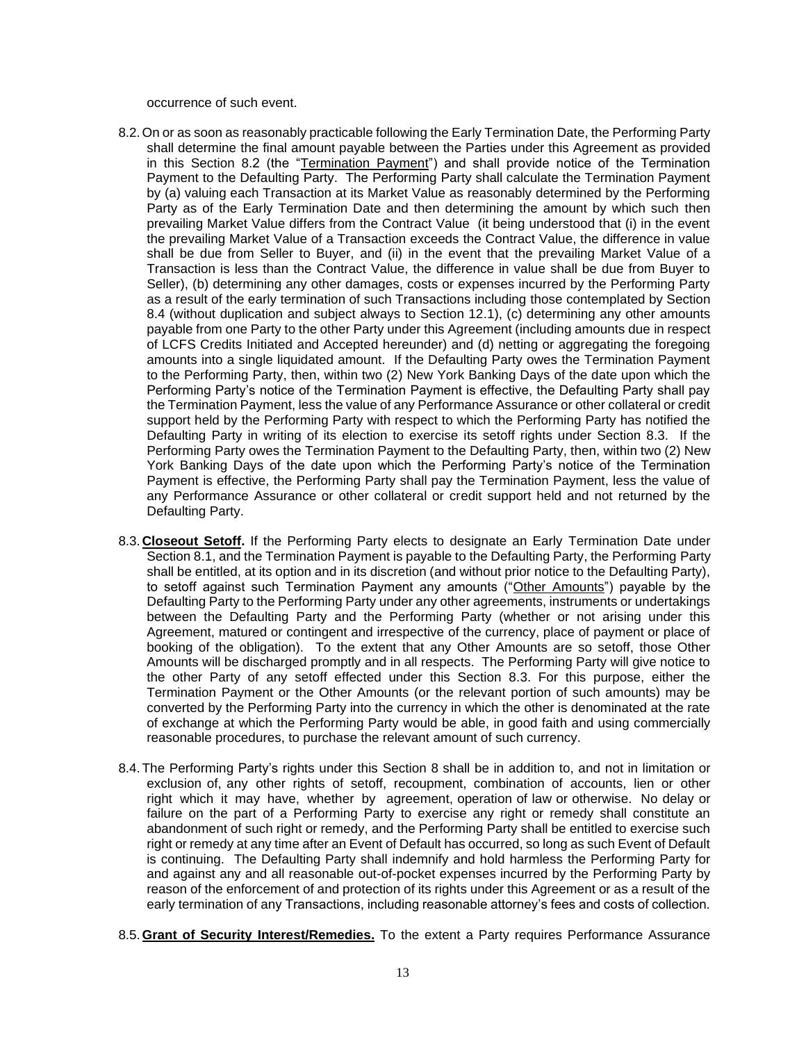occurrence of such event.

8.2. On or as soon as reasonably practicable following the Early Termination Date, the Performing Party shall determine the final amount payable between the Parties under this Agreement as provided in this Section 8.2 (the "Termination Payment") and shall provide notice of the Termination Payment to the Defaulting Party. The Performing Party shall calculate the Termination Payment by (a) valuing each Transaction at its Market Value as reasonably determined by the Performing Party as of the Early Termination Date and then determining the amount by which such then prevailing Market Value differs from the Contract Value (it being understood that (i) in the event the prevailing Market Value of a Transaction exceeds the Contract Value, the difference in value shall be due from Seller to Buyer, and (ii) in the event that the prevailing Market Value of a Transaction is less than the Contract Value, the difference in value shall be due from Buyer to Seller), (b) determining any other damages, costs or expenses incurred by the Performing Party as a result of the early termination of such Transactions including those contemplated by Section 8.4 (without duplication and subject always to Section 12.1), (c) determining any other amounts payable from one Party to the other Party under this Agreement (including amounts due in respect of LCFS Credits Initiated and Accepted hereunder) and (d) netting or aggregating the foregoing amounts into a single liquidated amount. If the Defaulting Party owes the Termination Payment to the Performing Party, then, within two (2) New York Banking Days of the date upon which the Performing Party's notice of the Termination Payment is effective, the Defaulting Party shall pay the Termination Payment, less the value of any Performance Assurance or other collateral or credit support held by the Performing Party with respect to which the Performing Party has notified the Defaulting Party in writing of its election to exercise its setoff rights under Section 8.3. If the Performing Party owes the Termination Payment to the Defaulting Party, then, within two (2) New York Banking Days of the date upon which the Performing Party's notice of the Termination Payment is effective, the Performing Party shall pay the Termination Payment, less the value of any Performance Assurance or other collateral or credit support held and not returned by the Defaulting Party.

8.3. **Closeout Setoff.** If the Performing Party elects to designate an Early Termination Date under Section 8.1, and the Termination Payment is payable to the Defaulting Party, the Performing Party shall be entitled, at its option and in its discretion (and without prior notice to the Defaulting Party), to setoff against such Termination Payment any amounts ("Other Amounts") payable by the Defaulting Party to the Performing Party under any other agreements, instruments or undertakings between the Defaulting Party and the Performing Party (whether or not arising under this Agreement, matured or contingent and irrespective of the currency, place of payment or place of booking of the obligation). To the extent that any Other Amounts are so setoff, those Other Amounts will be discharged promptly and in all respects. The Performing Party will give notice to the other Party of any setoff effected under this Section 8.3. For this purpose, either the Termination Payment or the Other Amounts (or the relevant portion of such amounts) may be converted by the Performing Party into the currency in which the other is denominated at the rate of exchange at which the Performing Party would be able, in good faith and using commercially reasonable procedures, to purchase the relevant amount of such currency.

8.4. The Performing Party's rights under this Section 8 shall be in addition to, and not in limitation or exclusion of, any other rights of setoff, recoupment, combination of accounts, lien or other right which it may have, whether by agreement, operation of law or otherwise. No delay or failure on the part of a Performing Party to exercise any right or remedy shall constitute an abandonment of such right or remedy, and the Performing Party shall be entitled to exercise such right or remedy at any time after an Event of Default has occurred, so long as such Event of Default is continuing. The Defaulting Party shall indemnify and hold harmless the Performing Party for and against any and all reasonable out-of-pocket expenses incurred by the Performing Party by reason of the enforcement of and protection of its rights under this Agreement or as a result of the early termination of any Transactions, including reasonable attorney's fees and costs of collection.

8.5. **Grant of Security Interest/Remedies.** To the extent a Party requires Performance Assurance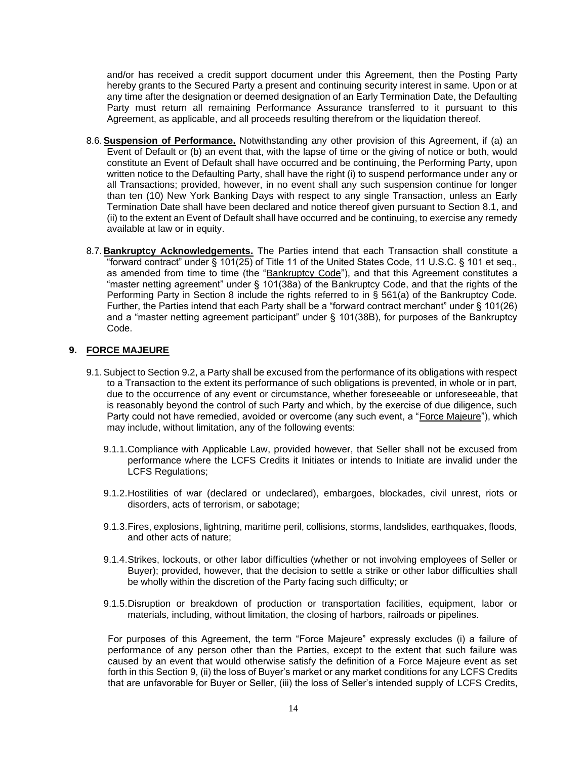and/or has received a credit support document under this Agreement, then the Posting Party hereby grants to the Secured Party a present and continuing security interest in same. Upon or at any time after the designation or deemed designation of an Early Termination Date, the Defaulting Party must return all remaining Performance Assurance transferred to it pursuant to this Agreement, as applicable, and all proceeds resulting therefrom or the liquidation thereof.

8.6. **Suspension of Performance.** Notwithstanding any other provision of this Agreement, if (a) an Event of Default or (b) an event that, with the lapse of time or the giving of notice or both, would constitute an Event of Default shall have occurred and be continuing, the Performing Party, upon written notice to the Defaulting Party, shall have the right (i) to suspend performance under any or all Transactions; provided, however, in no event shall any such suspension continue for longer than ten (10) New York Banking Days with respect to any single Transaction, unless an Early Termination Date shall have been declared and notice thereof given pursuant to Section 8.1, and (ii) to the extent an Event of Default shall have occurred and be continuing, to exercise any remedy available at law or in equity.

8.7. **Bankruptcy Acknowledgements.** The Parties intend that each Transaction shall constitute a "forward contract" under § 101(25) of Title 11 of the United States Code, 11 U.S.C. § 101 et seq., as amended from time to time (the "Bankruptcy Code"), and that this Agreement constitutes a "master netting agreement" under § 101(38a) of the Bankruptcy Code, and that the rights of the Performing Party in Section 8 include the rights referred to in § 561(a) of the Bankruptcy Code. Further, the Parties intend that each Party shall be a "forward contract merchant" under § 101(26) and a "master netting agreement participant" under § 101(38B), for purposes of the Bankruptcy Code.

## 9. FORCE MAJEURE

9.1. Subject to Section 9.2, a Party shall be excused from the performance of its obligations with respect to a Transaction to the extent its performance of such obligations is prevented, in whole or in part, due to the occurrence of any event or circumstance, whether foreseeable or unforeseeable, that is reasonably beyond the control of such Party and which, by the exercise of due diligence, such Party could not have remedied, avoided or overcome (any such event, a "Force Majeure"), which may include, without limitation, any of the following events:

9.1.1. Compliance with Applicable Law, provided however, that Seller shall not be excused from performance where the LCFS Credits it Initiates or intends to Initiate are invalid under the LCFS Regulations;

9.1.2. Hostilities of war (declared or undeclared), embargoes, blockades, civil unrest, riots or disorders, acts of terrorism, or sabotage;

9.1.3. Fires, explosions, lightning, maritime peril, collisions, storms, landslides, earthquakes, floods, and other acts of nature;

9.1.4. Strikes, lockouts, or other labor difficulties (whether or not involving employees of Seller or Buyer); provided, however, that the decision to settle a strike or other labor difficulties shall be wholly within the discretion of the Party facing such difficulty; or

9.1.5. Disruption or breakdown of production or transportation facilities, equipment, labor or materials, including, without limitation, the closing of harbors, railroads or pipelines.

For purposes of this Agreement, the term "Force Majeure" expressly excludes (i) a failure of performance of any person other than the Parties, except to the extent that such failure was caused by an event that would otherwise satisfy the definition of a Force Majeure event as set forth in this Section 9, (ii) the loss of Buyer's market or any market conditions for any LCFS Credits that are unfavorable for Buyer or Seller, (iii) the loss of Seller's intended supply of LCFS Credits,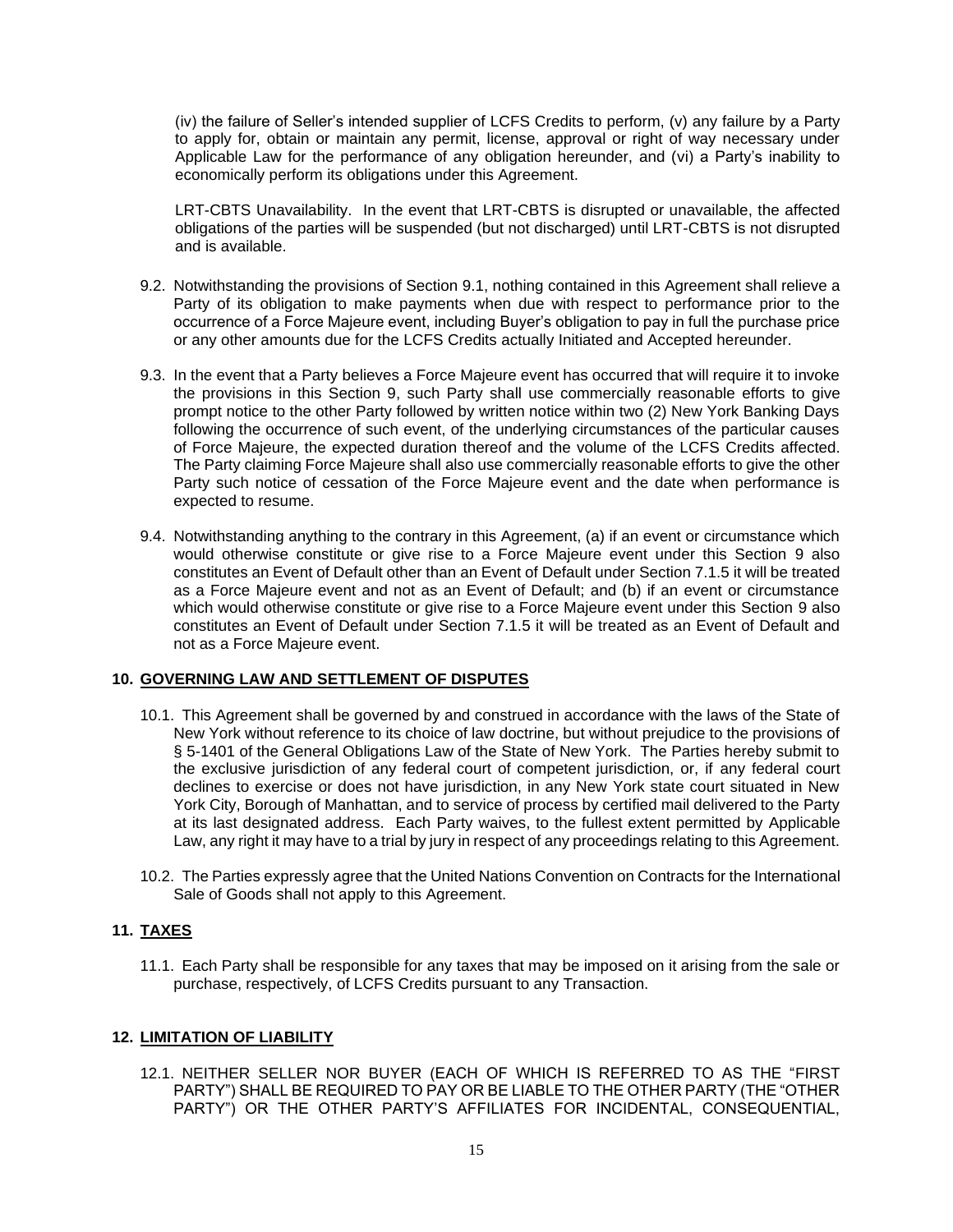(iv) the failure of Seller's intended supplier of LCFS Credits to perform, (v) any failure by a Party to apply for, obtain or maintain any permit, license, approval or right of way necessary under Applicable Law for the performance of any obligation hereunder, and (vi) a Party's inability to economically perform its obligations under this Agreement.

LRT-CBTS Unavailability. In the event that LRT-CBTS is disrupted or unavailable, the affected obligations of the parties will be suspended (but not discharged) until LRT-CBTS is not disrupted and is available.

9.2. Notwithstanding the provisions of Section 9.1, nothing contained in this Agreement shall relieve a Party of its obligation to make payments when due with respect to performance prior to the occurrence of a Force Majeure event, including Buyer's obligation to pay in full the purchase price or any other amounts due for the LCFS Credits actually Initiated and Accepted hereunder.

9.3. In the event that a Party believes a Force Majeure event has occurred that will require it to invoke the provisions in this Section 9, such Party shall use commercially reasonable efforts to give prompt notice to the other Party followed by written notice within two (2) New York Banking Days following the occurrence of such event, of the underlying circumstances of the particular causes of Force Majeure, the expected duration thereof and the volume of the LCFS Credits affected. The Party claiming Force Majeure shall also use commercially reasonable efforts to give the other Party such notice of cessation of the Force Majeure event and the date when performance is expected to resume.

9.4. Notwithstanding anything to the contrary in this Agreement, (a) if an event or circumstance which would otherwise constitute or give rise to a Force Majeure event under this Section 9 also constitutes an Event of Default other than an Event of Default under Section 7.1.5 it will be treated as a Force Majeure event and not as an Event of Default; and (b) if an event or circumstance which would otherwise constitute or give rise to a Force Majeure event under this Section 9 also constitutes an Event of Default under Section 7.1.5 it will be treated as an Event of Default and not as a Force Majeure event.

## 10. GOVERNING LAW AND SETTLEMENT OF DISPUTES

10.1. This Agreement shall be governed by and construed in accordance with the laws of the State of New York without reference to its choice of law doctrine, but without prejudice to the provisions of § 5-1401 of the General Obligations Law of the State of New York. The Parties hereby submit to the exclusive jurisdiction of any federal court of competent jurisdiction, or, if any federal court declines to exercise or does not have jurisdiction, in any New York state court situated in New York City, Borough of Manhattan, and to service of process by certified mail delivered to the Party at its last designated address. Each Party waives, to the fullest extent permitted by Applicable Law, any right it may have to a trial by jury in respect of any proceedings relating to this Agreement.

10.2. The Parties expressly agree that the United Nations Convention on Contracts for the International Sale of Goods shall not apply to this Agreement.

## 11. TAXES

11.1. Each Party shall be responsible for any taxes that may be imposed on it arising from the sale or purchase, respectively, of LCFS Credits pursuant to any Transaction.

## 12. LIMITATION OF LIABILITY

12.1. NEITHER SELLER NOR BUYER (EACH OF WHICH IS REFERRED TO AS THE "FIRST PARTY") SHALL BE REQUIRED TO PAY OR BE LIABLE TO THE OTHER PARTY (THE "OTHER PARTY") OR THE OTHER PARTY'S AFFILIATES FOR INCIDENTAL, CONSEQUENTIAL,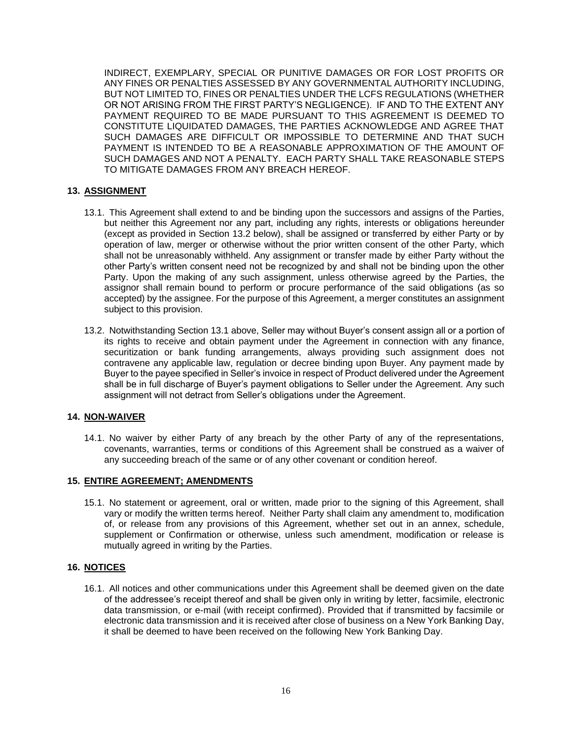INDIRECT, EXEMPLARY, SPECIAL OR PUNITIVE DAMAGES OR FOR LOST PROFITS OR ANY FINES OR PENALTIES ASSESSED BY ANY GOVERNMENTAL AUTHORITY INCLUDING, BUT NOT LIMITED TO, FINES OR PENALTIES UNDER THE LCFS REGULATIONS (WHETHER OR NOT ARISING FROM THE FIRST PARTY'S NEGLIGENCE). IF AND TO THE EXTENT ANY PAYMENT REQUIRED TO BE MADE PURSUANT TO THIS AGREEMENT IS DEEMED TO CONSTITUTE LIQUIDATED DAMAGES, THE PARTIES ACKNOWLEDGE AND AGREE THAT SUCH DAMAGES ARE DIFFICULT OR IMPOSSIBLE TO DETERMINE AND THAT SUCH PAYMENT IS INTENDED TO BE A REASONABLE APPROXIMATION OF THE AMOUNT OF SUCH DAMAGES AND NOT A PENALTY. EACH PARTY SHALL TAKE REASONABLE STEPS TO MITIGATE DAMAGES FROM ANY BREACH HEREOF.

## 13. ASSIGNMENT

13.1. This Agreement shall extend to and be binding upon the successors and assigns of the Parties, but neither this Agreement nor any part, including any rights, interests or obligations hereunder (except as provided in Section 13.2 below), shall be assigned or transferred by either Party or by operation of law, merger or otherwise without the prior written consent of the other Party, which shall not be unreasonably withheld. Any assignment or transfer made by either Party without the other Party's written consent need not be recognized by and shall not be binding upon the other Party. Upon the making of any such assignment, unless otherwise agreed by the Parties, the assignor shall remain bound to perform or procure performance of the said obligations (as so accepted) by the assignee. For the purpose of this Agreement, a merger constitutes an assignment subject to this provision.

13.2. Notwithstanding Section 13.1 above, Seller may without Buyer's consent assign all or a portion of its rights to receive and obtain payment under the Agreement in connection with any finance, securitization or bank funding arrangements, always providing such assignment does not contravene any applicable law, regulation or decree binding upon Buyer. Any payment made by Buyer to the payee specified in Seller's invoice in respect of Product delivered under the Agreement shall be in full discharge of Buyer's payment obligations to Seller under the Agreement. Any such assignment will not detract from Seller's obligations under the Agreement.

## 14. NON-WAIVER

14.1. No waiver by either Party of any breach by the other Party of any of the representations, covenants, warranties, terms or conditions of this Agreement shall be construed as a waiver of any succeeding breach of the same or of any other covenant or condition hereof.

## 15. ENTIRE AGREEMENT; AMENDMENTS

15.1. No statement or agreement, oral or written, made prior to the signing of this Agreement, shall vary or modify the written terms hereof. Neither Party shall claim any amendment to, modification of, or release from any provisions of this Agreement, whether set out in an annex, schedule, supplement or Confirmation or otherwise, unless such amendment, modification or release is mutually agreed in writing by the Parties.

## 16. NOTICES

16.1. All notices and other communications under this Agreement shall be deemed given on the date of the addressee's receipt thereof and shall be given only in writing by letter, facsimile, electronic data transmission, or e-mail (with receipt confirmed). Provided that if transmitted by facsimile or electronic data transmission and it is received after close of business on a New York Banking Day, it shall be deemed to have been received on the following New York Banking Day.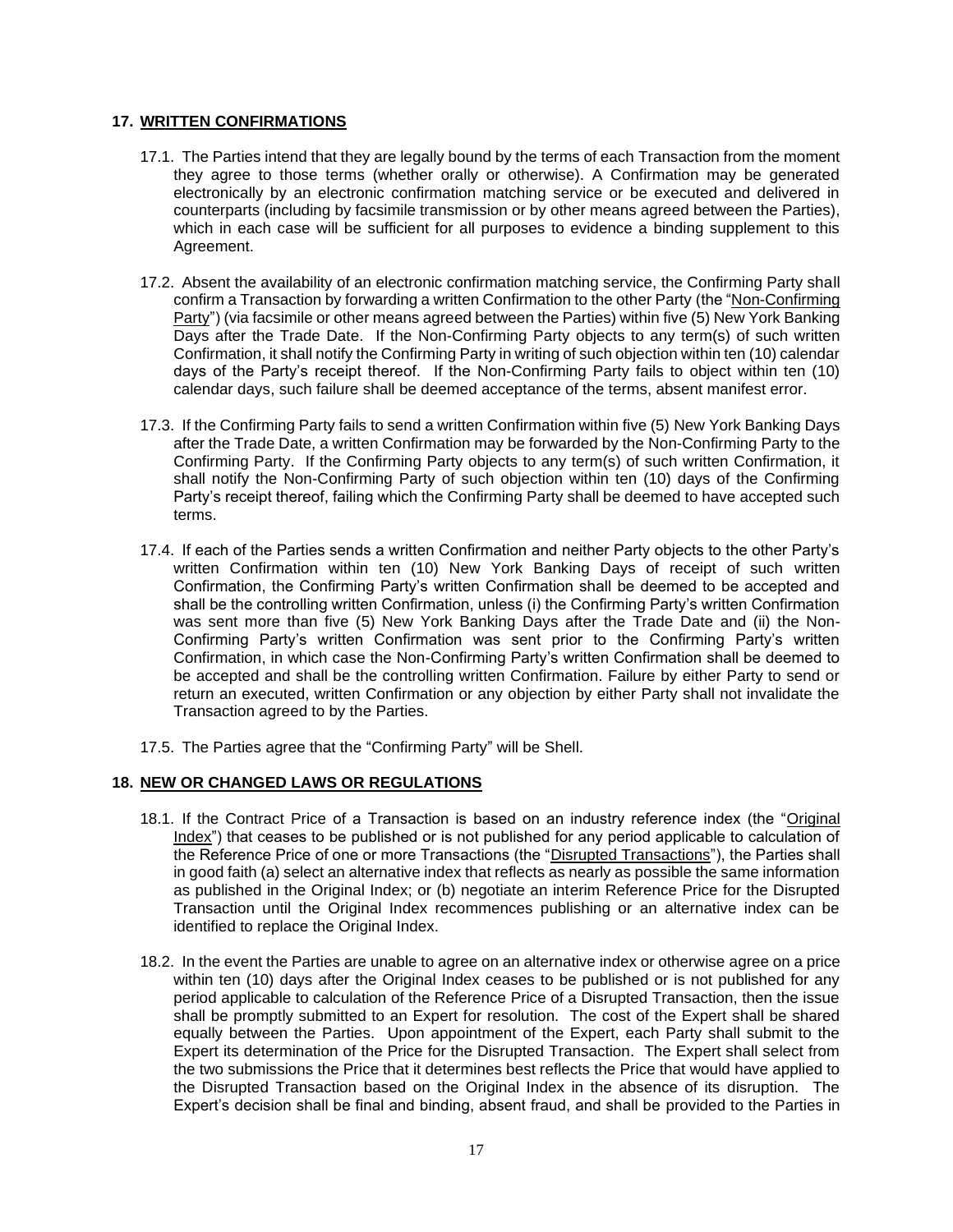## 17. WRITTEN CONFIRMATIONS

17.1. The Parties intend that they are legally bound by the terms of each Transaction from the moment they agree to those terms (whether orally or otherwise). A Confirmation may be generated electronically by an electronic confirmation matching service or be executed and delivered in counterparts (including by facsimile transmission or by other means agreed between the Parties), which in each case will be sufficient for all purposes to evidence a binding supplement to this Agreement.

17.2. Absent the availability of an electronic confirmation matching service, the Confirming Party shall confirm a Transaction by forwarding a written Confirmation to the other Party (the "Non-Confirming Party") (via facsimile or other means agreed between the Parties) within five (5) New York Banking Days after the Trade Date. If the Non-Confirming Party objects to any term(s) of such written Confirmation, it shall notify the Confirming Party in writing of such objection within ten (10) calendar days of the Party's receipt thereof. If the Non-Confirming Party fails to object within ten (10) calendar days, such failure shall be deemed acceptance of the terms, absent manifest error.

17.3. If the Confirming Party fails to send a written Confirmation within five (5) New York Banking Days after the Trade Date, a written Confirmation may be forwarded by the Non-Confirming Party to the Confirming Party. If the Confirming Party objects to any term(s) of such written Confirmation, it shall notify the Non-Confirming Party of such objection within ten (10) days of the Confirming Party's receipt thereof, failing which the Confirming Party shall be deemed to have accepted such terms.

17.4. If each of the Parties sends a written Confirmation and neither Party objects to the other Party's written Confirmation within ten (10) New York Banking Days of receipt of such written Confirmation, the Confirming Party's written Confirmation shall be deemed to be accepted and shall be the controlling written Confirmation, unless (i) the Confirming Party's written Confirmation was sent more than five (5) New York Banking Days after the Trade Date and (ii) the Non-Confirming Party's written Confirmation was sent prior to the Confirming Party's written Confirmation, in which case the Non-Confirming Party's written Confirmation shall be deemed to be accepted and shall be the controlling written Confirmation. Failure by either Party to send or return an executed, written Confirmation or any objection by either Party shall not invalidate the Transaction agreed to by the Parties.

17.5. The Parties agree that the "Confirming Party" will be Shell.

## 18. NEW OR CHANGED LAWS OR REGULATIONS

18.1. If the Contract Price of a Transaction is based on an industry reference index (the "Original Index") that ceases to be published or is not published for any period applicable to calculation of the Reference Price of one or more Transactions (the "Disrupted Transactions"), the Parties shall in good faith (a) select an alternative index that reflects as nearly as possible the same information as published in the Original Index; or (b) negotiate an interim Reference Price for the Disrupted Transaction until the Original Index recommences publishing or an alternative index can be identified to replace the Original Index.

18.2. In the event the Parties are unable to agree on an alternative index or otherwise agree on a price within ten (10) days after the Original Index ceases to be published or is not published for any period applicable to calculation of the Reference Price of a Disrupted Transaction, then the issue shall be promptly submitted to an Expert for resolution. The cost of the Expert shall be shared equally between the Parties. Upon appointment of the Expert, each Party shall submit to the Expert its determination of the Price for the Disrupted Transaction. The Expert shall select from the two submissions the Price that it determines best reflects the Price that would have applied to the Disrupted Transaction based on the Original Index in the absence of its disruption. The Expert's decision shall be final and binding, absent fraud, and shall be provided to the Parties in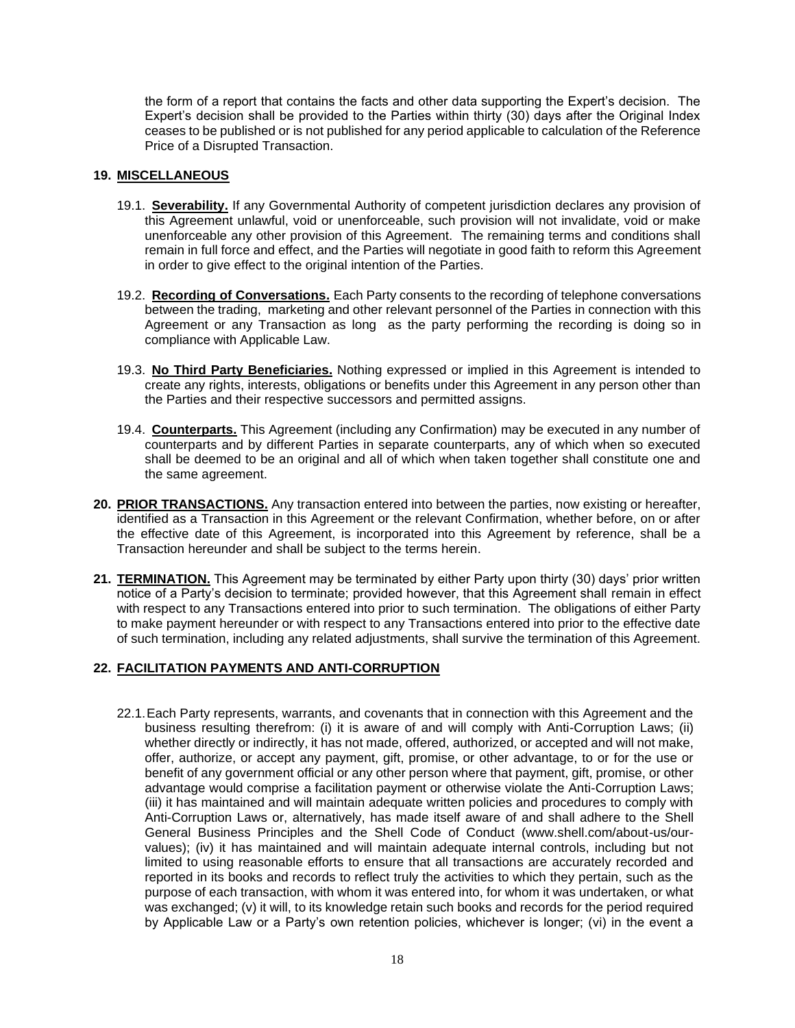the form of a report that contains the facts and other data supporting the Expert's decision. The Expert's decision shall be provided to the Parties within thirty (30) days after the Original Index ceases to be published or is not published for any period applicable to calculation of the Reference Price of a Disrupted Transaction.

## 19. MISCELLANEOUS

19.1. **Severability.** If any Governmental Authority of competent jurisdiction declares any provision of this Agreement unlawful, void or unenforceable, such provision will not invalidate, void or make unenforceable any other provision of this Agreement. The remaining terms and conditions shall remain in full force and effect, and the Parties will negotiate in good faith to reform this Agreement in order to give effect to the original intention of the Parties.

19.2. **Recording of Conversations.** Each Party consents to the recording of telephone conversations between the trading, marketing and other relevant personnel of the Parties in connection with this Agreement or any Transaction as long as the party performing the recording is doing so in compliance with Applicable Law.

19.3. **No Third Party Beneficiaries.** Nothing expressed or implied in this Agreement is intended to create any rights, interests, obligations or benefits under this Agreement in any person other than the Parties and their respective successors and permitted assigns.

19.4. **Counterparts.** This Agreement (including any Confirmation) may be executed in any number of counterparts and by different Parties in separate counterparts, any of which when so executed shall be deemed to be an original and all of which when taken together shall constitute one and the same agreement.

**20. PRIOR TRANSACTIONS.** Any transaction entered into between the parties, now existing or hereafter, identified as a Transaction in this Agreement or the relevant Confirmation, whether before, on or after the effective date of this Agreement, is incorporated into this Agreement by reference, shall be a Transaction hereunder and shall be subject to the terms herein.

**21. TERMINATION.** This Agreement may be terminated by either Party upon thirty (30) days' prior written notice of a Party's decision to terminate; provided however, that this Agreement shall remain in effect with respect to any Transactions entered into prior to such termination. The obligations of either Party to make payment hereunder or with respect to any Transactions entered into prior to the effective date of such termination, including any related adjustments, shall survive the termination of this Agreement.

## 22. FACILITATION PAYMENTS AND ANTI-CORRUPTION

22.1. Each Party represents, warrants, and covenants that in connection with this Agreement and the business resulting therefrom: (i) it is aware of and will comply with Anti-Corruption Laws; (ii) whether directly or indirectly, it has not made, offered, authorized, or accepted and will not make, offer, authorize, or accept any payment, gift, promise, or other advantage, to or for the use or benefit of any government official or any other person where that payment, gift, promise, or other advantage would comprise a facilitation payment or otherwise violate the Anti-Corruption Laws; (iii) it has maintained and will maintain adequate written policies and procedures to comply with Anti-Corruption Laws or, alternatively, has made itself aware of and shall adhere to the Shell General Business Principles and the Shell Code of Conduct (www.shell.com/about-us/our-values); (iv) it has maintained and will maintain adequate internal controls, including but not limited to using reasonable efforts to ensure that all transactions are accurately recorded and reported in its books and records to reflect truly the activities to which they pertain, such as the purpose of each transaction, with whom it was entered into, for whom it was undertaken, or what was exchanged; (v) it will, to its knowledge retain such books and records for the period required by Applicable Law or a Party's own retention policies, whichever is longer; (vi) in the event a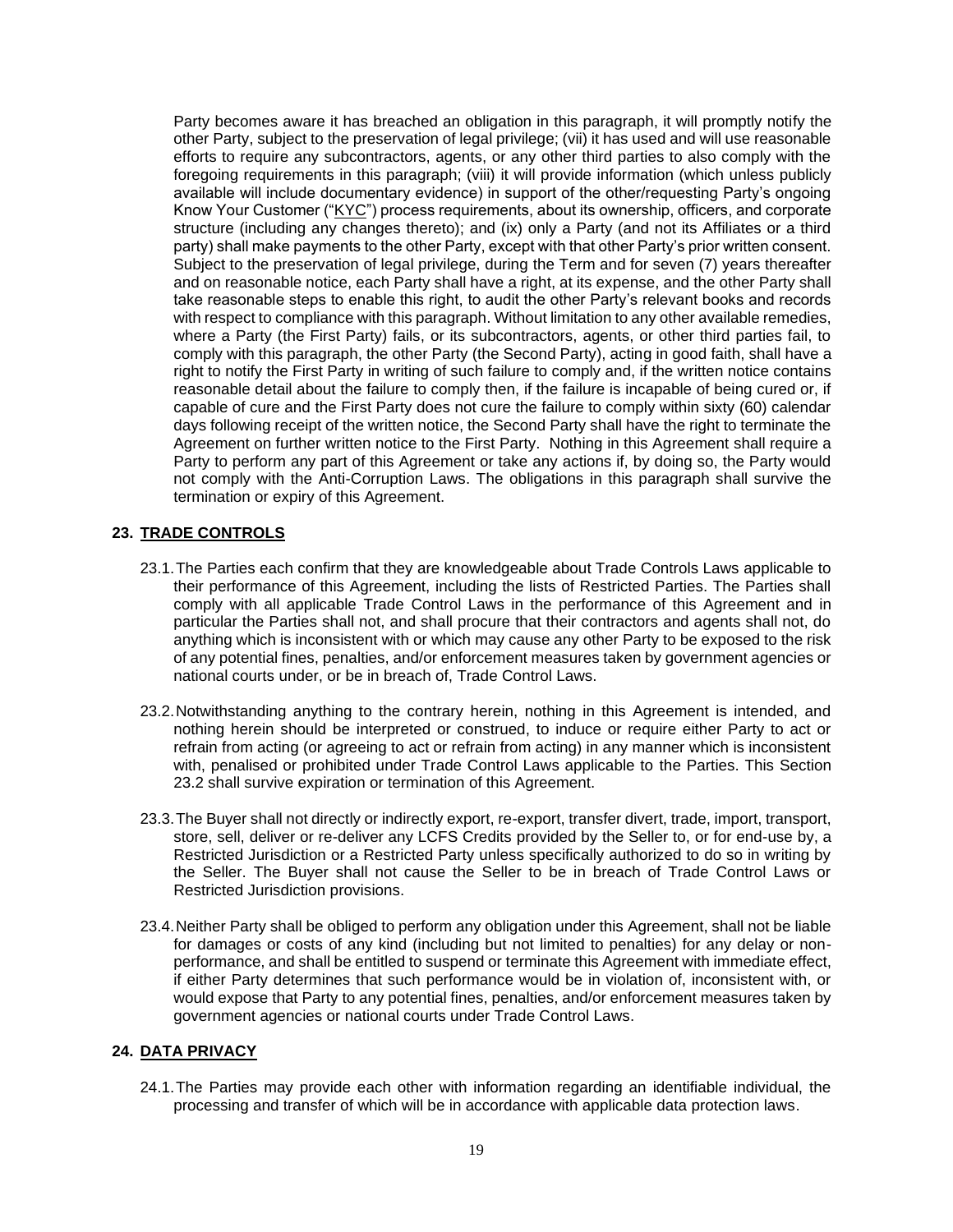Party becomes aware it has breached an obligation in this paragraph, it will promptly notify the other Party, subject to the preservation of legal privilege; (vii) it has used and will use reasonable efforts to require any subcontractors, agents, or any other third parties to also comply with the foregoing requirements in this paragraph; (viii) it will provide information (which unless publicly available will include documentary evidence) in support of the other/requesting Party's ongoing Know Your Customer ("KYC") process requirements, about its ownership, officers, and corporate structure (including any changes thereto); and (ix) only a Party (and not its Affiliates or a third party) shall make payments to the other Party, except with that other Party's prior written consent. Subject to the preservation of legal privilege, during the Term and for seven (7) years thereafter and on reasonable notice, each Party shall have a right, at its expense, and the other Party shall take reasonable steps to enable this right, to audit the other Party's relevant books and records with respect to compliance with this paragraph. Without limitation to any other available remedies, where a Party (the First Party) fails, or its subcontractors, agents, or other third parties fail, to comply with this paragraph, the other Party (the Second Party), acting in good faith, shall have a right to notify the First Party in writing of such failure to comply and, if the written notice contains reasonable detail about the failure to comply then, if the failure is incapable of being cured or, if capable of cure and the First Party does not cure the failure to comply within sixty (60) calendar days following receipt of the written notice, the Second Party shall have the right to terminate the Agreement on further written notice to the First Party. Nothing in this Agreement shall require a Party to perform any part of this Agreement or take any actions if, by doing so, the Party would not comply with the Anti-Corruption Laws. The obligations in this paragraph shall survive the termination or expiry of this Agreement.

## 23. TRADE CONTROLS

23.1. The Parties each confirm that they are knowledgeable about Trade Controls Laws applicable to their performance of this Agreement, including the lists of Restricted Parties. The Parties shall comply with all applicable Trade Control Laws in the performance of this Agreement and in particular the Parties shall not, and shall procure that their contractors and agents shall not, do anything which is inconsistent with or which may cause any other Party to be exposed to the risk of any potential fines, penalties, and/or enforcement measures taken by government agencies or national courts under, or be in breach of, Trade Control Laws.

23.2. Notwithstanding anything to the contrary herein, nothing in this Agreement is intended, and nothing herein should be interpreted or construed, to induce or require either Party to act or refrain from acting (or agreeing to act or refrain from acting) in any manner which is inconsistent with, penalised or prohibited under Trade Control Laws applicable to the Parties. This Section 23.2 shall survive expiration or termination of this Agreement.

23.3. The Buyer shall not directly or indirectly export, re-export, transfer divert, trade, import, transport, store, sell, deliver or re-deliver any LCFS Credits provided by the Seller to, or for end-use by, a Restricted Jurisdiction or a Restricted Party unless specifically authorized to do so in writing by the Seller. The Buyer shall not cause the Seller to be in breach of Trade Control Laws or Restricted Jurisdiction provisions.

23.4. Neither Party shall be obliged to perform any obligation under this Agreement, shall not be liable for damages or costs of any kind (including but not limited to penalties) for any delay or non-performance, and shall be entitled to suspend or terminate this Agreement with immediate effect, if either Party determines that such performance would be in violation of, inconsistent with, or would expose that Party to any potential fines, penalties, and/or enforcement measures taken by government agencies or national courts under Trade Control Laws.

## 24. DATA PRIVACY

24.1. The Parties may provide each other with information regarding an identifiable individual, the processing and transfer of which will be in accordance with applicable data protection laws.